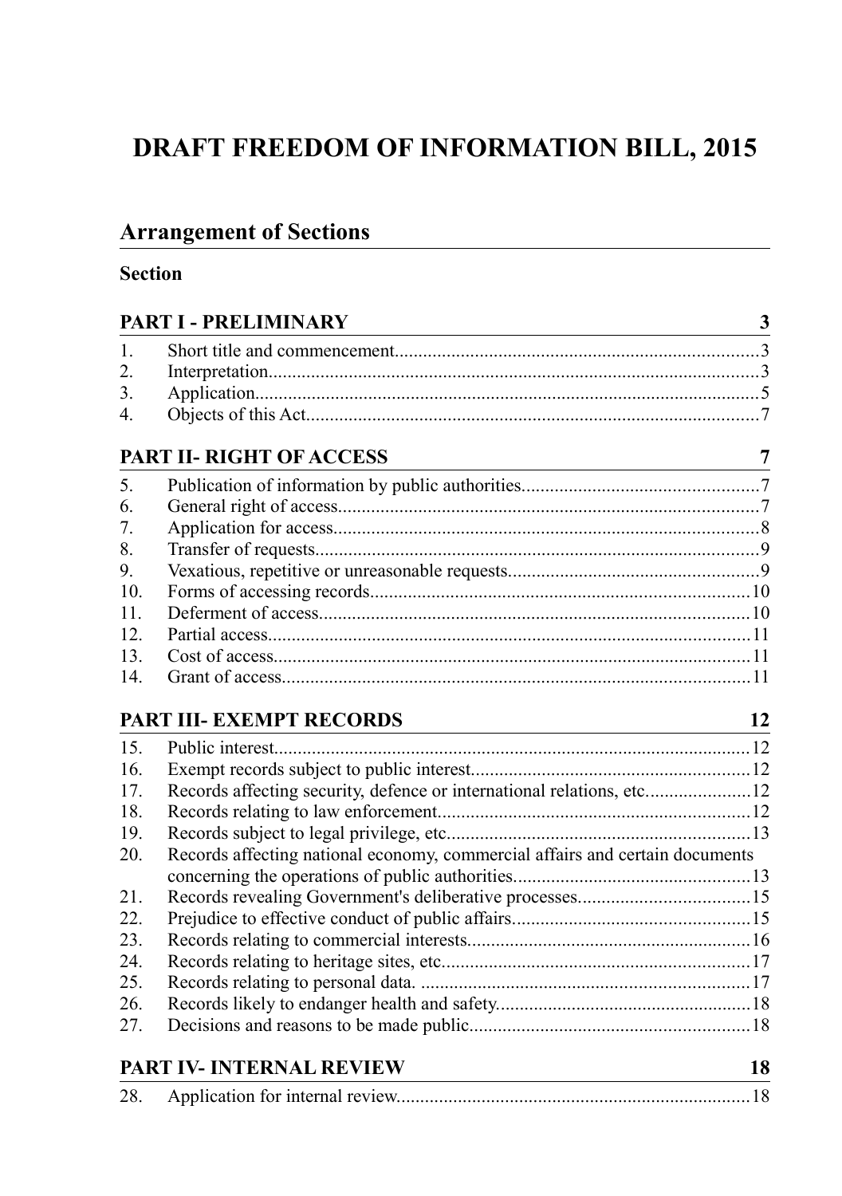# DRAFT FREEDOM OF INFORMATION BILL, 2015

## Arrangement of Sections

**Section**

| PART I - PRELIMINARY | | 3 |
|---|---|---|
| 1. | Short title and commencement | 3 |
| 2. | Interpretation | 3 |
| 3. | Application | 5 |
| 4. | Objects of this Act | 7 |
| **PART II- RIGHT OF ACCESS** | | **7** |
| 5. | Publication of information by public authorities | 7 |
| 6. | General right of access | 7 |
| 7. | Application for access | 8 |
| 8. | Transfer of requests | 9 |
| 9. | Vexatious, repetitive or unreasonable requests | 9 |
| 10. | Forms of accessing records | 10 |
| 11. | Deferment of access | 10 |
| 12. | Partial access | 11 |
| 13. | Cost of access | 11 |
| 14. | Grant of access | 11 |
| **PART III- EXEMPT RECORDS** | | **12** |
| 15. | Public interest | 12 |
| 16. | Exempt records subject to public interest | 12 |
| 17. | Records affecting security, defence or international relations, etc. | 12 |
| 18. | Records relating to law enforcement | 12 |
| 19. | Records subject to legal privilege, etc. | 13 |
| 20. | Records affecting national economy, commercial affairs and certain documents concerning the operations of public authorities | 13 |
| 21. | Records revealing Government's deliberative processes | 15 |
| 22. | Prejudice to effective conduct of public affairs | 15 |
| 23. | Records relating to commercial interests | 16 |
| 24. | Records relating to heritage sites, etc. | 17 |
| 25. | Records relating to personal data. | 17 |
| 26. | Records likely to endanger health and safety | 18 |
| 27. | Decisions and reasons to be made public | 18 |
| **PART IV- INTERNAL REVIEW** | | **18** |
| 28. | Application for internal review | 18 |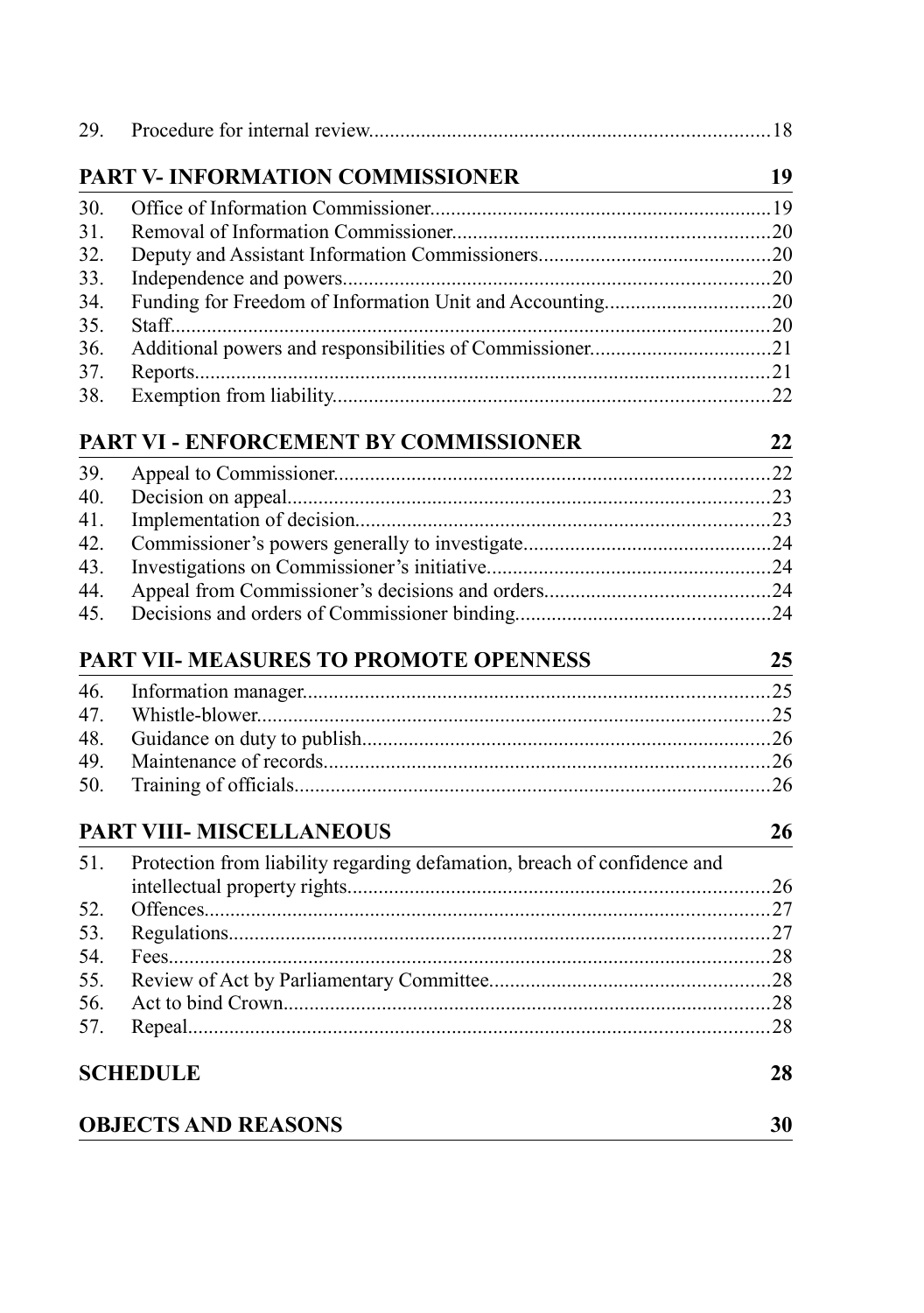29. Procedure for internal review....18

## PART V- INFORMATION COMMISSIONER 19

30. Office of Information Commissioner....19
31. Removal of Information Commissioner....20
32. Deputy and Assistant Information Commissioners....20
33. Independence and powers....20
34. Funding for Freedom of Information Unit and Accounting....20
35. Staff....20
36. Additional powers and responsibilities of Commissioner....21
37. Reports....21
38. Exemption from liability....22

## PART VI - ENFORCEMENT BY COMMISSIONER 22

39. Appeal to Commissioner....22
40. Decision on appeal....23
41. Implementation of decision....23
42. Commissioner's powers generally to investigate....24
43. Investigations on Commissioner's initiative....24
44. Appeal from Commissioner's decisions and orders....24
45. Decisions and orders of Commissioner binding....24

## PART VII- MEASURES TO PROMOTE OPENNESS 25

46. Information manager....25
47. Whistle-blower....25
48. Guidance on duty to publish....26
49. Maintenance of records....26
50. Training of officials....26

## PART VIII- MISCELLANEOUS 26

51. Protection from liability regarding defamation, breach of confidence and intellectual property rights....26
52. Offences....27
53. Regulations....27
54. Fees....28
55. Review of Act by Parliamentary Committee....28
56. Act to bind Crown....28
57. Repeal....28

## SCHEDULE 28

## OBJECTS AND REASONS 30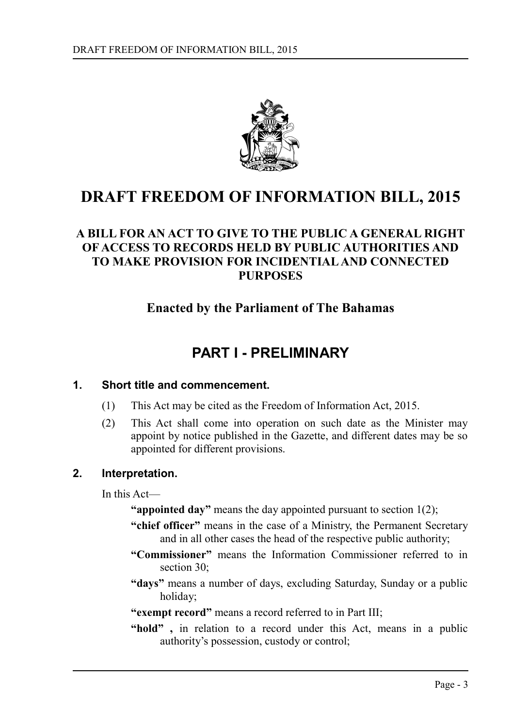# DRAFT FREEDOM OF INFORMATION BILL, 2015

## A BILL FOR AN ACT TO GIVE TO THE PUBLIC A GENERAL RIGHT OF ACCESS TO RECORDS HELD BY PUBLIC AUTHORITIES AND TO MAKE PROVISION FOR INCIDENTIAL AND CONNECTED PURPOSES

### Enacted by the Parliament of The Bahamas

## PART I - PRELIMINARY

### 1. Short title and commencement.

(1) This Act may be cited as the Freedom of Information Act, 2015.

(2) This Act shall come into operation on such date as the Minister may appoint by notice published in the Gazette, and different dates may be so appointed for different provisions.

### 2. Interpretation.

In this Act—

**"appointed day"** means the day appointed pursuant to section 1(2);

**"chief officer"** means in the case of a Ministry, the Permanent Secretary and in all other cases the head of the respective public authority;

**"Commissioner"** means the Information Commissioner referred to in section 30;

**"days"** means a number of days, excluding Saturday, Sunday or a public holiday;

**"exempt record"** means a record referred to in Part III;

**"hold" ,** in relation to a record under this Act, means in a public authority's possession, custody or control;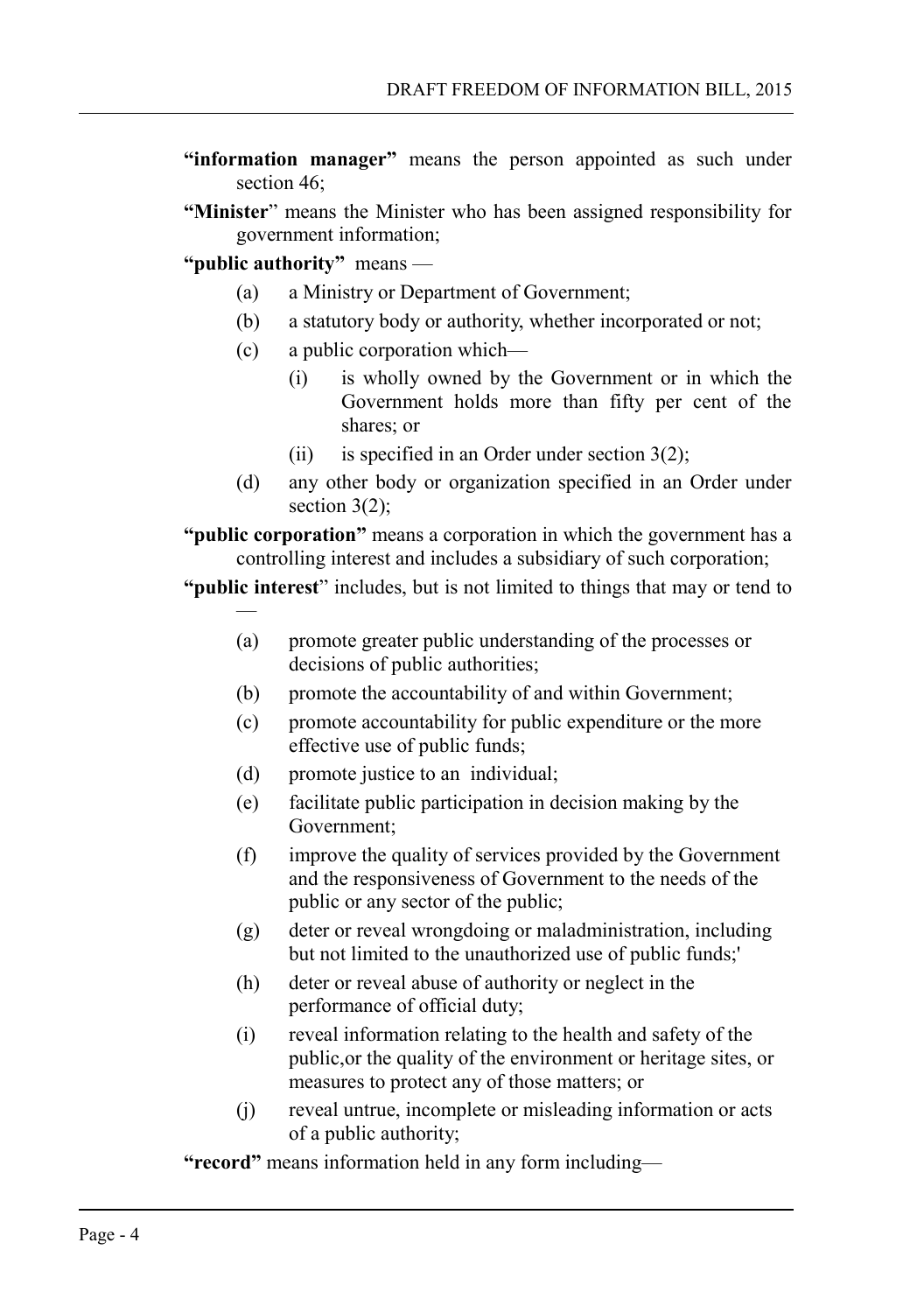**"information manager"** means the person appointed as such under section 46;

**"Minister"** means the Minister who has been assigned responsibility for government information;

**"public authority"** means —

- (a) a Ministry or Department of Government;
- (b) a statutory body or authority, whether incorporated or not;
- (c) a public corporation which—
  - (i) is wholly owned by the Government or in which the Government holds more than fifty per cent of the shares; or
  - (ii) is specified in an Order under section 3(2);
- (d) any other body or organization specified in an Order under section 3(2);

**"public corporation"** means a corporation in which the government has a controlling interest and includes a subsidiary of such corporation;

**"public interest"** includes, but is not limited to things that may or tend to —

- (a) promote greater public understanding of the processes or decisions of public authorities;
- (b) promote the accountability of and within Government;
- (c) promote accountability for public expenditure or the more effective use of public funds;
- (d) promote justice to an individual;
- (e) facilitate public participation in decision making by the Government;
- (f) improve the quality of services provided by the Government and the responsiveness of Government to the needs of the public or any sector of the public;
- (g) deter or reveal wrongdoing or maladministration, including but not limited to the unauthorized use of public funds;'
- (h) deter or reveal abuse of authority or neglect in the performance of official duty;
- (i) reveal information relating to the health and safety of the public,or the quality of the environment or heritage sites, or measures to protect any of those matters; or
- (j) reveal untrue, incomplete or misleading information or acts of a public authority;

**"record"** means information held in any form including—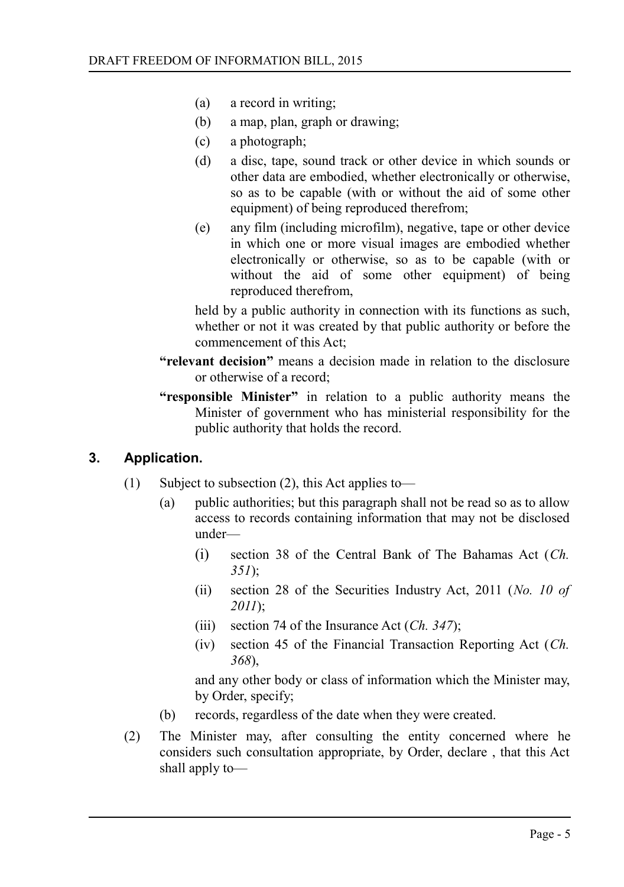(a) a record in writing;

(b) a map, plan, graph or drawing;

(c) a photograph;

(d) a disc, tape, sound track or other device in which sounds or other data are embodied, whether electronically or otherwise, so as to be capable (with or without the aid of some other equipment) of being reproduced therefrom;

(e) any film (including microfilm), negative, tape or other device in which one or more visual images are embodied whether electronically or otherwise, so as to be capable (with or without the aid of some other equipment) of being reproduced therefrom,

held by a public authority in connection with its functions as such, whether or not it was created by that public authority or before the commencement of this Act;

**"relevant decision"** means a decision made in relation to the disclosure or otherwise of a record;

**"responsible Minister"** in relation to a public authority means the Minister of government who has ministerial responsibility for the public authority that holds the record.

## 3. Application.

(1) Subject to subsection (2), this Act applies to—

(a) public authorities; but this paragraph shall not be read so as to allow access to records containing information that may not be disclosed under—

(i) section 38 of the Central Bank of The Bahamas Act (*Ch. 351*);

(ii) section 28 of the Securities Industry Act, 2011 (*No. 10 of 2011*);

(iii) section 74 of the Insurance Act (*Ch. 347*);

(iv) section 45 of the Financial Transaction Reporting Act (*Ch. 368*),

and any other body or class of information which the Minister may, by Order, specify;

(b) records, regardless of the date when they were created.

(2) The Minister may, after consulting the entity concerned where he considers such consultation appropriate, by Order, declare , that this Act shall apply to—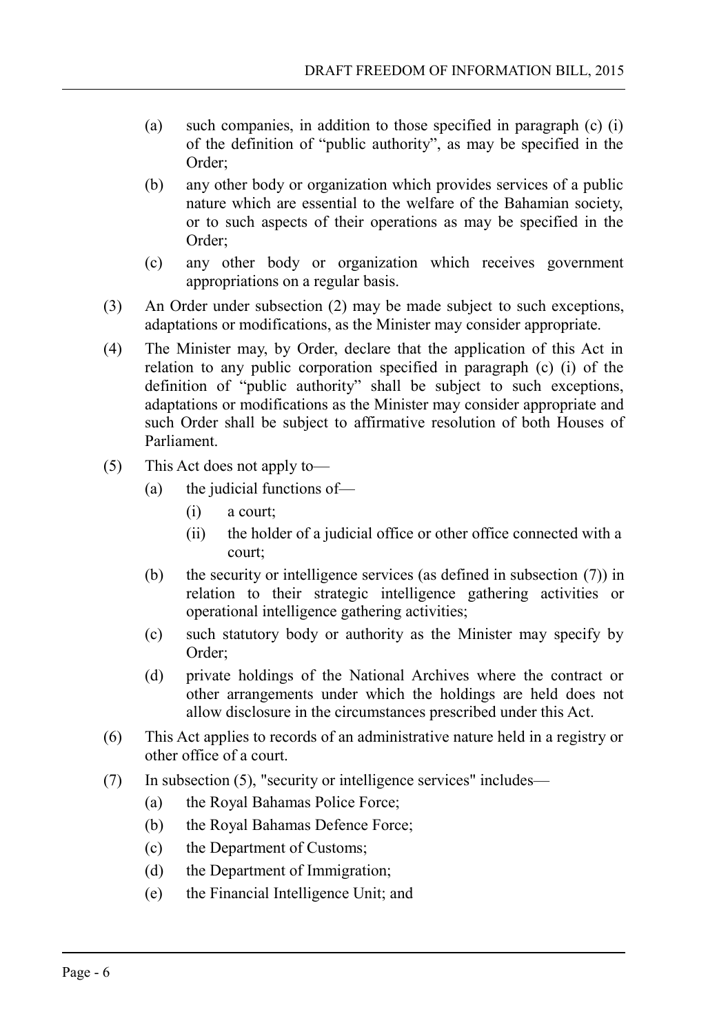(a) such companies, in addition to those specified in paragraph (c) (i) of the definition of “public authority”, as may be specified in the Order;

(b) any other body or organization which provides services of a public nature which are essential to the welfare of the Bahamian society, or to such aspects of their operations as may be specified in the Order;

(c) any other body or organization which receives government appropriations on a regular basis.

(3) An Order under subsection (2) may be made subject to such exceptions, adaptations or modifications, as the Minister may consider appropriate.

(4) The Minister may, by Order, declare that the application of this Act in relation to any public corporation specified in paragraph (c) (i) of the definition of “public authority” shall be subject to such exceptions, adaptations or modifications as the Minister may consider appropriate and such Order shall be subject to affirmative resolution of both Houses of Parliament.

(5) This Act does not apply to—

(a) the judicial functions of—

(i) a court;

(ii) the holder of a judicial office or other office connected with a court;

(b) the security or intelligence services (as defined in subsection (7)) in relation to their strategic intelligence gathering activities or operational intelligence gathering activities;

(c) such statutory body or authority as the Minister may specify by Order;

(d) private holdings of the National Archives where the contract or other arrangements under which the holdings are held does not allow disclosure in the circumstances prescribed under this Act.

(6) This Act applies to records of an administrative nature held in a registry or other office of a court.

(7) In subsection (5), "security or intelligence services" includes—

(a) the Royal Bahamas Police Force;

(b) the Royal Bahamas Defence Force;

(c) the Department of Customs;

(d) the Department of Immigration;

(e) the Financial Intelligence Unit; and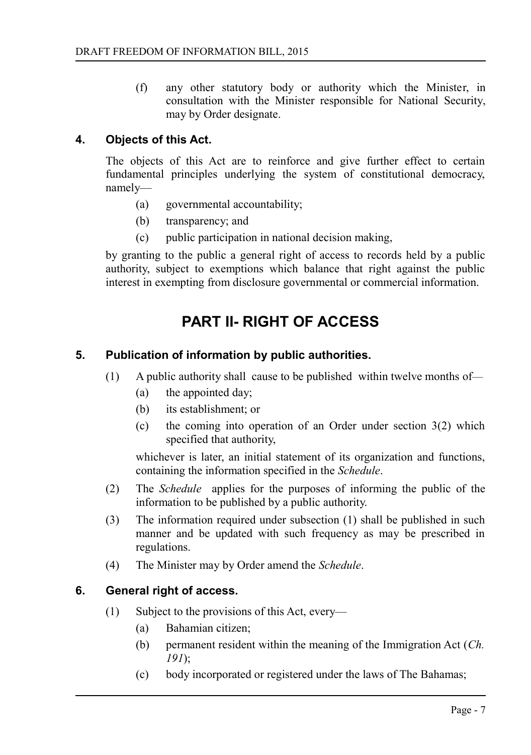(f) any other statutory body or authority which the Minister, in consultation with the Minister responsible for National Security, may by Order designate.

### 4. Objects of this Act.

The objects of this Act are to reinforce and give further effect to certain fundamental principles underlying the system of constitutional democracy, namely—

(a) governmental accountability;

(b) transparency; and

(c) public participation in national decision making,

by granting to the public a general right of access to records held by a public authority, subject to exemptions which balance that right against the public interest in exempting from disclosure governmental or commercial information.

## PART II- RIGHT OF ACCESS

### 5. Publication of information by public authorities.

(1) A public authority shall cause to be published within twelve months of—

(a) the appointed day;

(b) its establishment; or

(c) the coming into operation of an Order under section 3(2) which specified that authority,

whichever is later, an initial statement of its organization and functions, containing the information specified in the *Schedule*.

(2) The *Schedule* applies for the purposes of informing the public of the information to be published by a public authority.

(3) The information required under subsection (1) shall be published in such manner and be updated with such frequency as may be prescribed in regulations.

(4) The Minister may by Order amend the *Schedule*.

### 6. General right of access.

(1) Subject to the provisions of this Act, every—

(a) Bahamian citizen;

(b) permanent resident within the meaning of the Immigration Act (*Ch. 191*);

(c) body incorporated or registered under the laws of The Bahamas;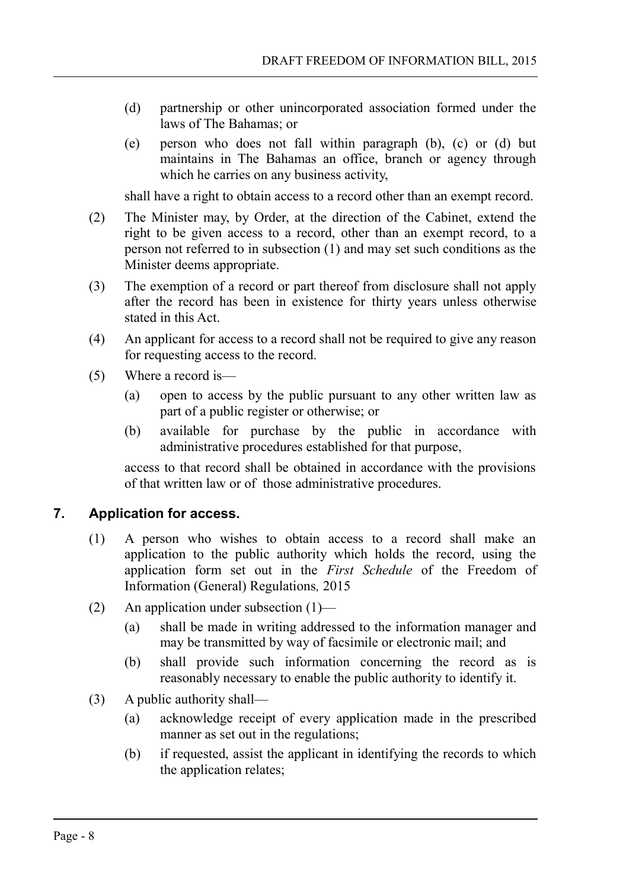(d) partnership or other unincorporated association formed under the laws of The Bahamas; or

(e) person who does not fall within paragraph (b), (c) or (d) but maintains in The Bahamas an office, branch or agency through which he carries on any business activity,

shall have a right to obtain access to a record other than an exempt record.

(2) The Minister may, by Order, at the direction of the Cabinet, extend the right to be given access to a record, other than an exempt record, to a person not referred to in subsection (1) and may set such conditions as the Minister deems appropriate.

(3) The exemption of a record or part thereof from disclosure shall not apply after the record has been in existence for thirty years unless otherwise stated in this Act.

(4) An applicant for access to a record shall not be required to give any reason for requesting access to the record.

(5) Where a record is—

(a) open to access by the public pursuant to any other written law as part of a public register or otherwise; or

(b) available for purchase by the public in accordance with administrative procedures established for that purpose,

access to that record shall be obtained in accordance with the provisions of that written law or of those administrative procedures.

## 7. Application for access.

(1) A person who wishes to obtain access to a record shall make an application to the public authority which holds the record, using the application form set out in the *First Schedule* of the Freedom of Information (General) Regulations*,* 2015

(2) An application under subsection (1)—

(a) shall be made in writing addressed to the information manager and may be transmitted by way of facsimile or electronic mail; and

(b) shall provide such information concerning the record as is reasonably necessary to enable the public authority to identify it.

(3) A public authority shall—

(a) acknowledge receipt of every application made in the prescribed manner as set out in the regulations;

(b) if requested, assist the applicant in identifying the records to which the application relates;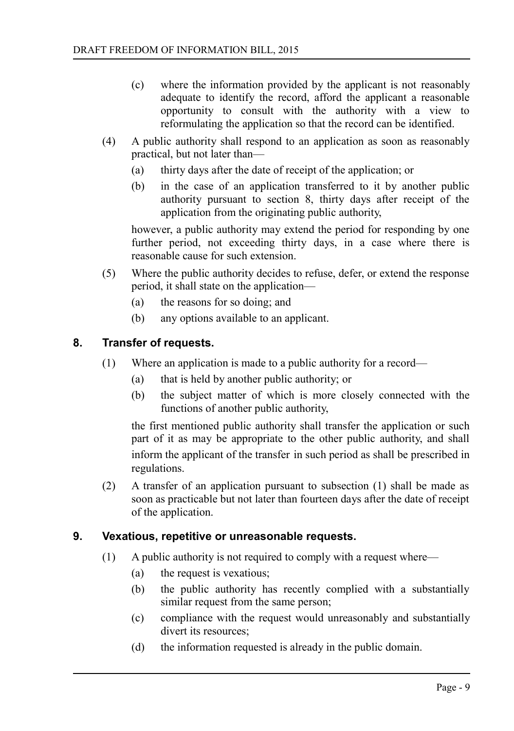(c) where the information provided by the applicant is not reasonably adequate to identify the record, afford the applicant a reasonable opportunity to consult with the authority with a view to reformulating the application so that the record can be identified.

(4) A public authority shall respond to an application as soon as reasonably practical, but not later than—

(a) thirty days after the date of receipt of the application; or

(b) in the case of an application transferred to it by another public authority pursuant to section 8, thirty days after receipt of the application from the originating public authority,

however, a public authority may extend the period for responding by one further period, not exceeding thirty days, in a case where there is reasonable cause for such extension.

(5) Where the public authority decides to refuse, defer, or extend the response period, it shall state on the application—

(a) the reasons for so doing; and

(b) any options available to an applicant.

## 8. Transfer of requests.

(1) Where an application is made to a public authority for a record—

(a) that is held by another public authority; or

(b) the subject matter of which is more closely connected with the functions of another public authority,

the first mentioned public authority shall transfer the application or such part of it as may be appropriate to the other public authority, and shall inform the applicant of the transfer in such period as shall be prescribed in regulations.

(2) A transfer of an application pursuant to subsection (1) shall be made as soon as practicable but not later than fourteen days after the date of receipt of the application.

## 9. Vexatious, repetitive or unreasonable requests.

(1) A public authority is not required to comply with a request where—

(a) the request is vexatious;

(b) the public authority has recently complied with a substantially similar request from the same person;

(c) compliance with the request would unreasonably and substantially divert its resources;

(d) the information requested is already in the public domain.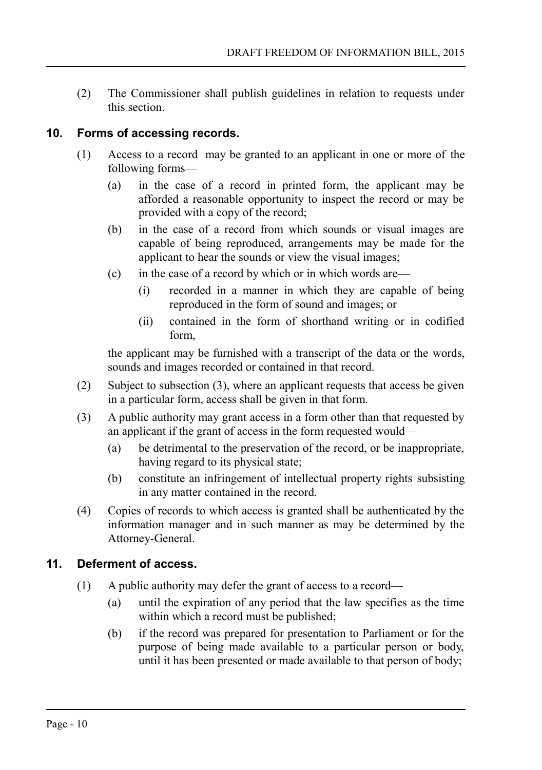(2) The Commissioner shall publish guidelines in relation to requests under this section.

### 10. Forms of accessing records.

(1) Access to a record may be granted to an applicant in one or more of the following forms—

(a) in the case of a record in printed form, the applicant may be afforded a reasonable opportunity to inspect the record or may be provided with a copy of the record;

(b) in the case of a record from which sounds or visual images are capable of being reproduced, arrangements may be made for the applicant to hear the sounds or view the visual images;

(c) in the case of a record by which or in which words are—

(i) recorded in a manner in which they are capable of being reproduced in the form of sound and images; or

(ii) contained in the form of shorthand writing or in codified form,

the applicant may be furnished with a transcript of the data or the words, sounds and images recorded or contained in that record.

(2) Subject to subsection (3), where an applicant requests that access be given in a particular form, access shall be given in that form.

(3) A public authority may grant access in a form other than that requested by an applicant if the grant of access in the form requested would—

(a) be detrimental to the preservation of the record, or be inappropriate, having regard to its physical state;

(b) constitute an infringement of intellectual property rights subsisting in any matter contained in the record.

(4) Copies of records to which access is granted shall be authenticated by the information manager and in such manner as may be determined by the Attorney-General.

### 11. Deferment of access.

(1) A public authority may defer the grant of access to a record—

(a) until the expiration of any period that the law specifies as the time within which a record must be published;

(b) if the record was prepared for presentation to Parliament or for the purpose of being made available to a particular person or body, until it has been presented or made available to that person of body;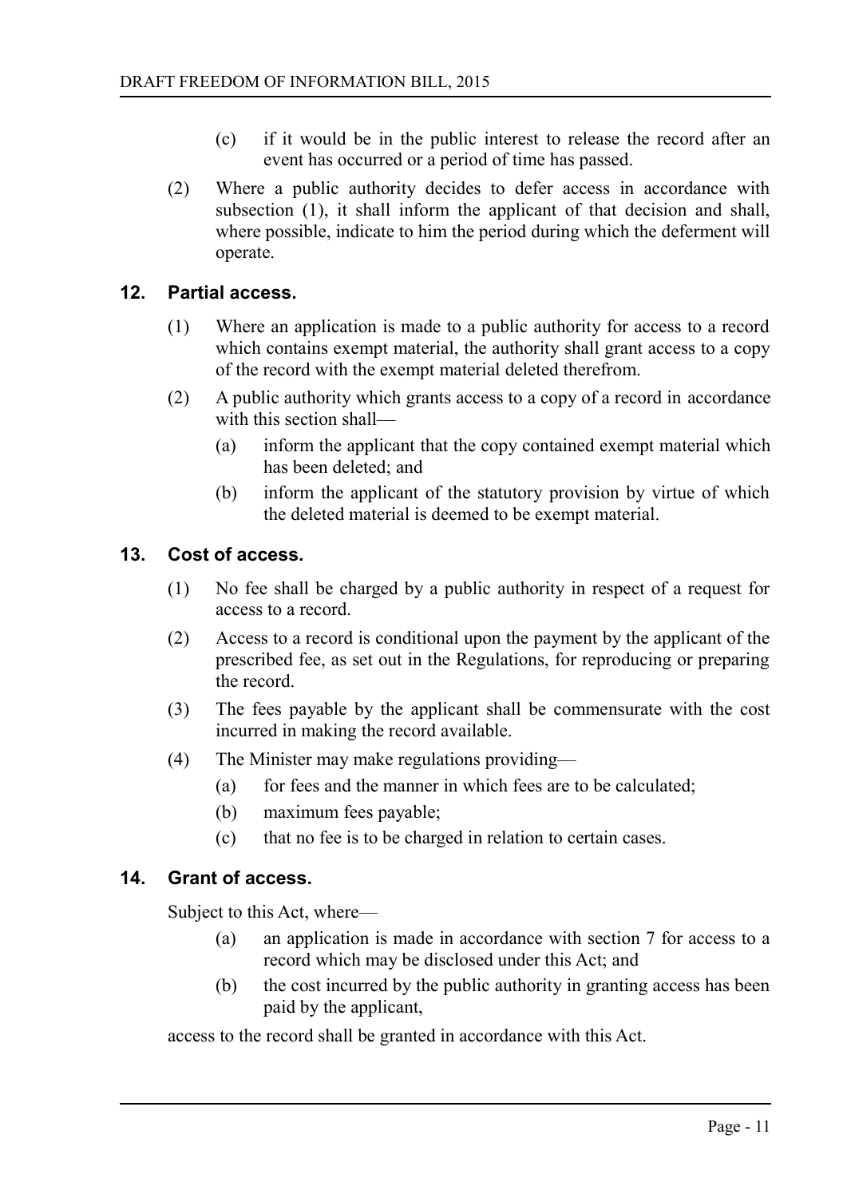(c) if it would be in the public interest to release the record after an event has occurred or a period of time has passed.

(2) Where a public authority decides to defer access in accordance with subsection (1), it shall inform the applicant of that decision and shall, where possible, indicate to him the period during which the deferment will operate.

## 12. Partial access.

(1) Where an application is made to a public authority for access to a record which contains exempt material, the authority shall grant access to a copy of the record with the exempt material deleted therefrom.

(2) A public authority which grants access to a copy of a record in accordance with this section shall—

- (a) inform the applicant that the copy contained exempt material which has been deleted; and
- (b) inform the applicant of the statutory provision by virtue of which the deleted material is deemed to be exempt material.

## 13. Cost of access.

(1) No fee shall be charged by a public authority in respect of a request for access to a record.

(2) Access to a record is conditional upon the payment by the applicant of the prescribed fee, as set out in the Regulations, for reproducing or preparing the record.

(3) The fees payable by the applicant shall be commensurate with the cost incurred in making the record available.

(4) The Minister may make regulations providing—

- (a) for fees and the manner in which fees are to be calculated;
- (b) maximum fees payable;
- (c) that no fee is to be charged in relation to certain cases.

## 14. Grant of access.

Subject to this Act, where—

- (a) an application is made in accordance with section 7 for access to a record which may be disclosed under this Act; and
- (b) the cost incurred by the public authority in granting access has been paid by the applicant,

access to the record shall be granted in accordance with this Act.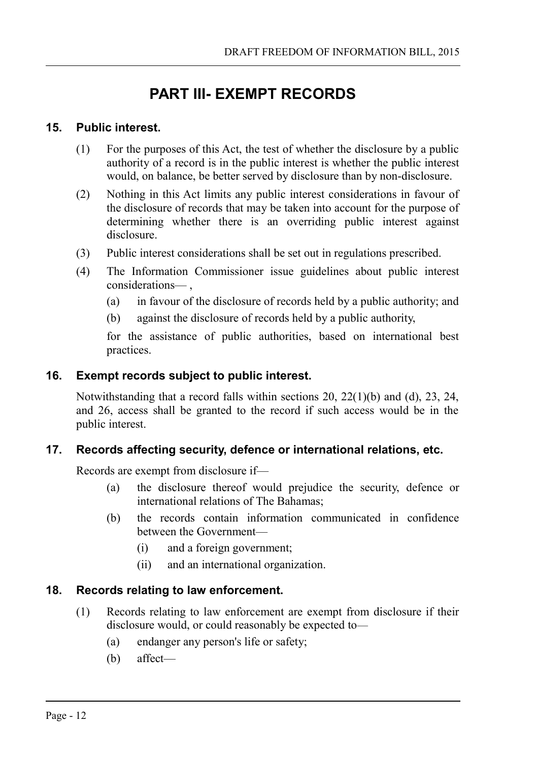# PART III- EXEMPT RECORDS

### 15. Public interest.

(1) For the purposes of this Act, the test of whether the disclosure by a public authority of a record is in the public interest is whether the public interest would, on balance, be better served by disclosure than by non-disclosure.

(2) Nothing in this Act limits any public interest considerations in favour of the disclosure of records that may be taken into account for the purpose of determining whether there is an overriding public interest against disclosure.

(3) Public interest considerations shall be set out in regulations prescribed.

(4) The Information Commissioner issue guidelines about public interest considerations— ,

- (a) in favour of the disclosure of records held by a public authority; and
- (b) against the disclosure of records held by a public authority,

for the assistance of public authorities, based on international best practices.

### 16. Exempt records subject to public interest.

Notwithstanding that a record falls within sections 20, 22(1)(b) and (d), 23, 24, and 26, access shall be granted to the record if such access would be in the public interest.

### 17. Records affecting security, defence or international relations, etc.

Records are exempt from disclosure if—

- (a) the disclosure thereof would prejudice the security, defence or international relations of The Bahamas;
- (b) the records contain information communicated in confidence between the Government—
  - (i) and a foreign government;
  - (ii) and an international organization.

### 18. Records relating to law enforcement.

(1) Records relating to law enforcement are exempt from disclosure if their disclosure would, or could reasonably be expected to—

- (a) endanger any person's life or safety;
- (b) affect—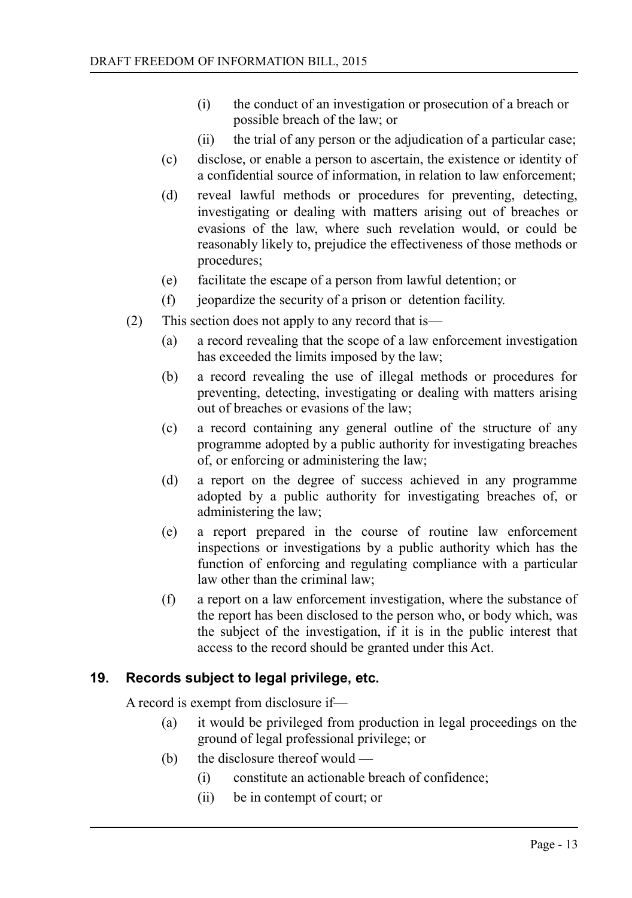(i) the conduct of an investigation or prosecution of a breach or possible breach of the law; or

(ii) the trial of any person or the adjudication of a particular case;

(c) disclose, or enable a person to ascertain, the existence or identity of a confidential source of information, in relation to law enforcement;

(d) reveal lawful methods or procedures for preventing, detecting, investigating or dealing with matters arising out of breaches or evasions of the law, where such revelation would, or could be reasonably likely to, prejudice the effectiveness of those methods or procedures;

(e) facilitate the escape of a person from lawful detention; or

(f) jeopardize the security of a prison or detention facility.

(2) This section does not apply to any record that is—

(a) a record revealing that the scope of a law enforcement investigation has exceeded the limits imposed by the law;

(b) a record revealing the use of illegal methods or procedures for preventing, detecting, investigating or dealing with matters arising out of breaches or evasions of the law;

(c) a record containing any general outline of the structure of any programme adopted by a public authority for investigating breaches of, or enforcing or administering the law;

(d) a report on the degree of success achieved in any programme adopted by a public authority for investigating breaches of, or administering the law;

(e) a report prepared in the course of routine law enforcement inspections or investigations by a public authority which has the function of enforcing and regulating compliance with a particular law other than the criminal law;

(f) a report on a law enforcement investigation, where the substance of the report has been disclosed to the person who, or body which, was the subject of the investigation, if it is in the public interest that access to the record should be granted under this Act.

## 19. Records subject to legal privilege, etc.

A record is exempt from disclosure if—

(a) it would be privileged from production in legal proceedings on the ground of legal professional privilege; or

(b) the disclosure thereof would —

(i) constitute an actionable breach of confidence;

(ii) be in contempt of court; or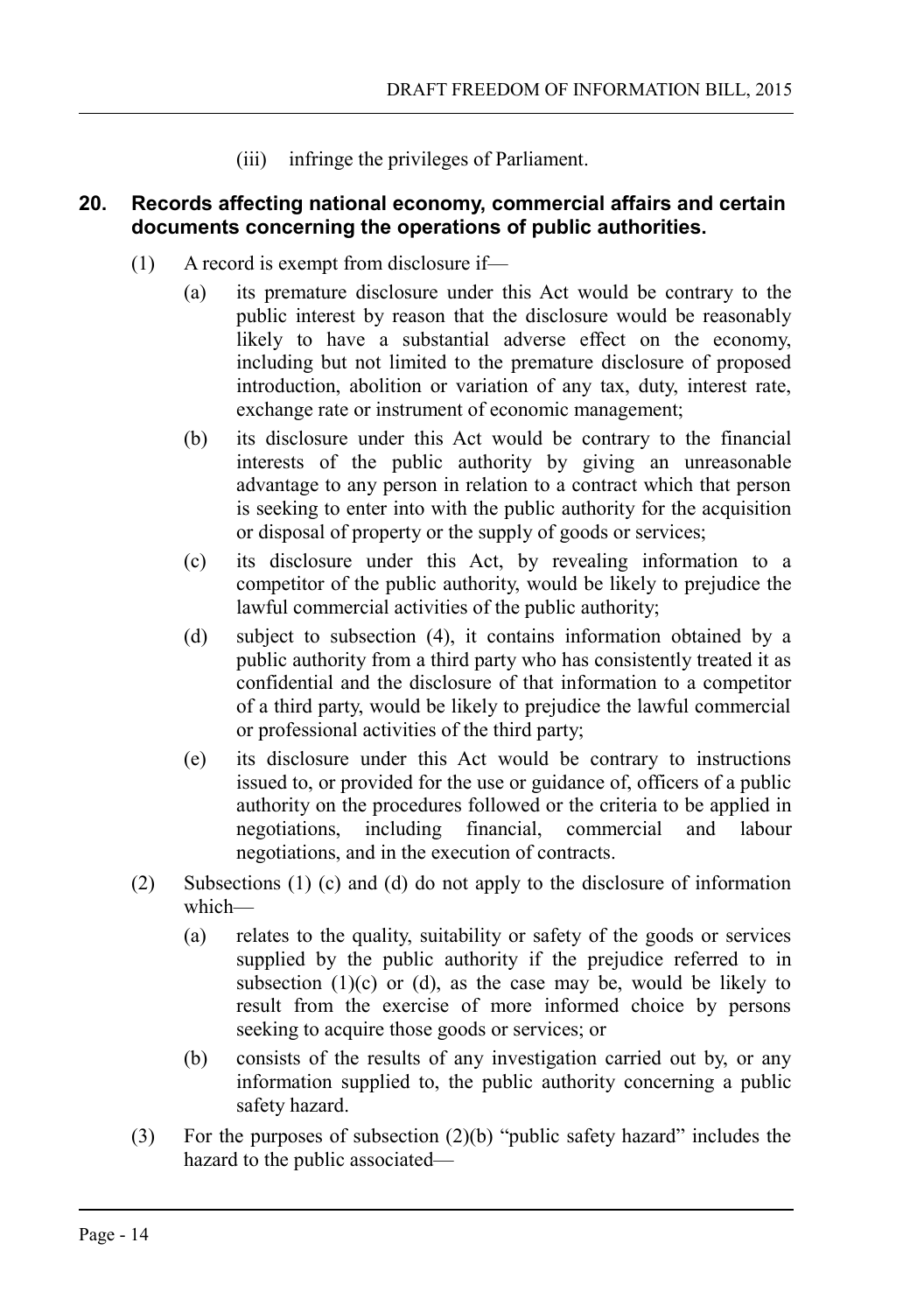(iii) infringe the privileges of Parliament.

## 20. Records affecting national economy, commercial affairs and certain documents concerning the operations of public authorities.

(1) A record is exempt from disclosure if—

(a) its premature disclosure under this Act would be contrary to the public interest by reason that the disclosure would be reasonably likely to have a substantial adverse effect on the economy, including but not limited to the premature disclosure of proposed introduction, abolition or variation of any tax, duty, interest rate, exchange rate or instrument of economic management;

(b) its disclosure under this Act would be contrary to the financial interests of the public authority by giving an unreasonable advantage to any person in relation to a contract which that person is seeking to enter into with the public authority for the acquisition or disposal of property or the supply of goods or services;

(c) its disclosure under this Act, by revealing information to a competitor of the public authority, would be likely to prejudice the lawful commercial activities of the public authority;

(d) subject to subsection (4), it contains information obtained by a public authority from a third party who has consistently treated it as confidential and the disclosure of that information to a competitor of a third party, would be likely to prejudice the lawful commercial or professional activities of the third party;

(e) its disclosure under this Act would be contrary to instructions issued to, or provided for the use or guidance of, officers of a public authority on the procedures followed or the criteria to be applied in negotiations, including financial, commercial and labour negotiations, and in the execution of contracts.

(2) Subsections (1) (c) and (d) do not apply to the disclosure of information which—

(a) relates to the quality, suitability or safety of the goods or services supplied by the public authority if the prejudice referred to in subsection (1)(c) or (d), as the case may be, would be likely to result from the exercise of more informed choice by persons seeking to acquire those goods or services; or

(b) consists of the results of any investigation carried out by, or any information supplied to, the public authority concerning a public safety hazard.

(3) For the purposes of subsection (2)(b) "public safety hazard" includes the hazard to the public associated—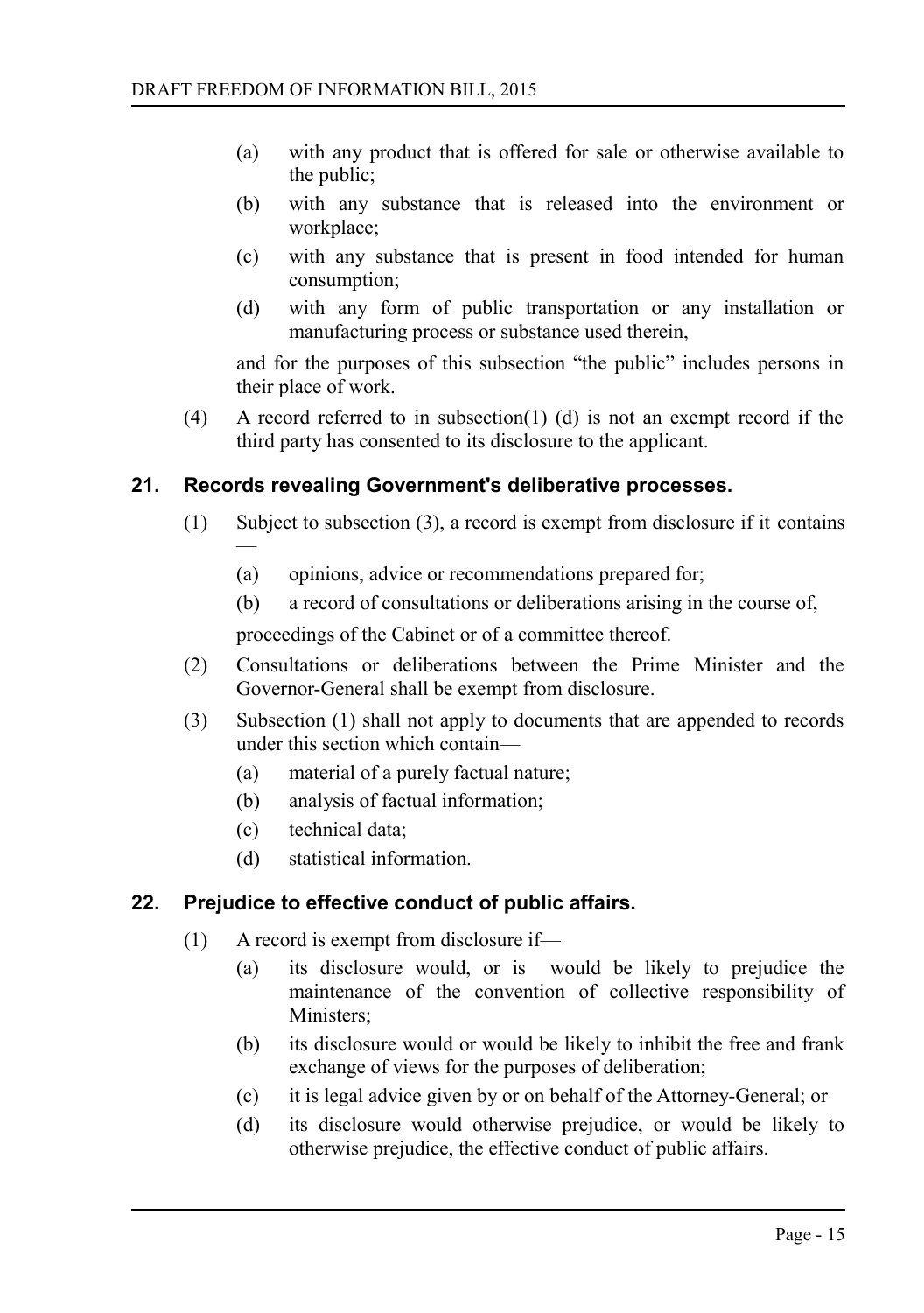(a) with any product that is offered for sale or otherwise available to the public;

(b) with any substance that is released into the environment or workplace;

(c) with any substance that is present in food intended for human consumption;

(d) with any form of public transportation or any installation or manufacturing process or substance used therein,

and for the purposes of this subsection "the public" includes persons in their place of work.

(4) A record referred to in subsection(1) (d) is not an exempt record if the third party has consented to its disclosure to the applicant.

### 21. Records revealing Government's deliberative processes.

(1) Subject to subsection (3), a record is exempt from disclosure if it contains —

(a) opinions, advice or recommendations prepared for;

(b) a record of consultations or deliberations arising in the course of,

proceedings of the Cabinet or of a committee thereof.

(2) Consultations or deliberations between the Prime Minister and the Governor-General shall be exempt from disclosure.

(3) Subsection (1) shall not apply to documents that are appended to records under this section which contain—

(a) material of a purely factual nature;

(b) analysis of factual information;

(c) technical data;

(d) statistical information.

### 22. Prejudice to effective conduct of public affairs.

(1) A record is exempt from disclosure if—

(a) its disclosure would, or is would be likely to prejudice the maintenance of the convention of collective responsibility of Ministers;

(b) its disclosure would or would be likely to inhibit the free and frank exchange of views for the purposes of deliberation;

(c) it is legal advice given by or on behalf of the Attorney-General; or

(d) its disclosure would otherwise prejudice, or would be likely to otherwise prejudice, the effective conduct of public affairs.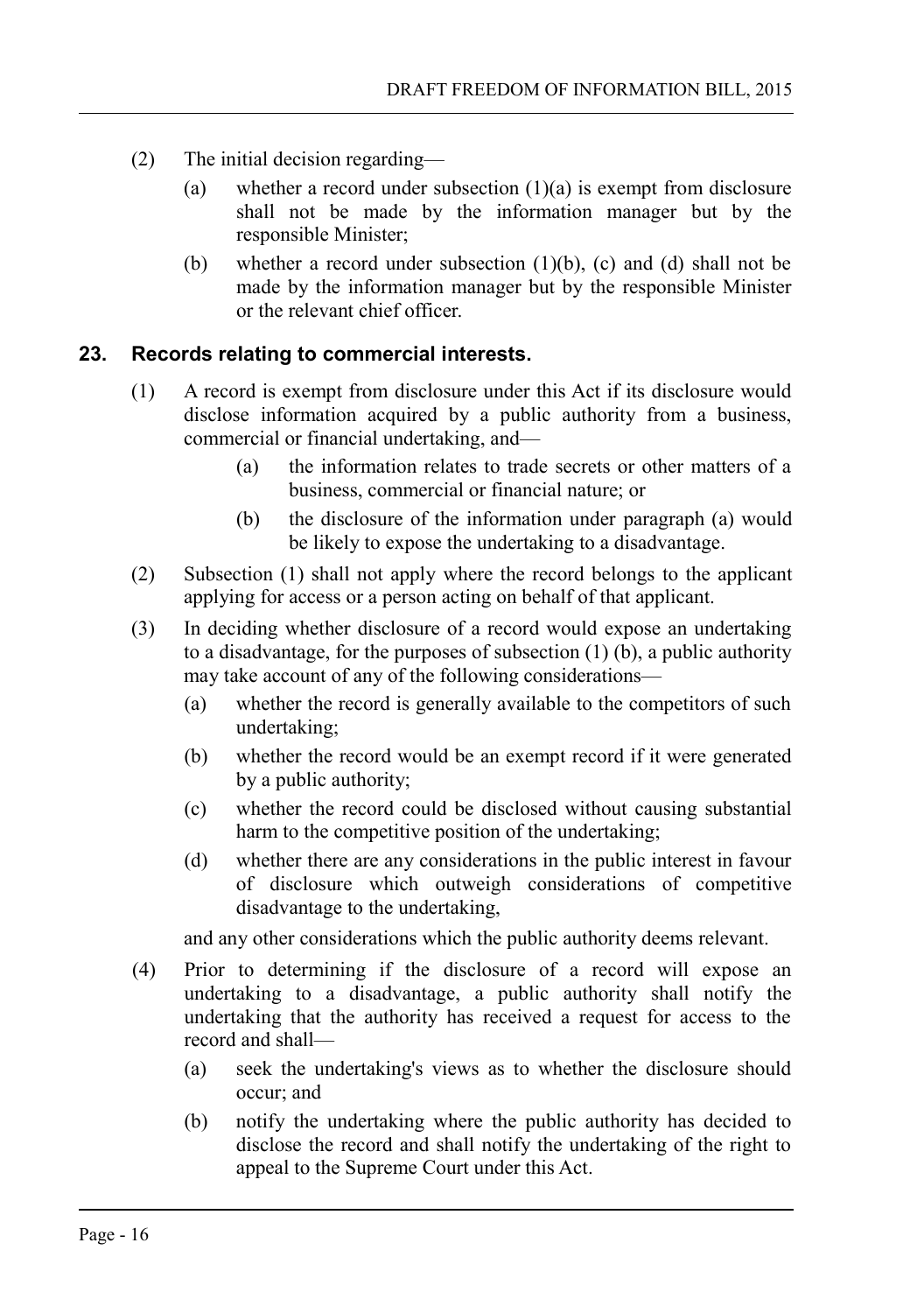(2) The initial decision regarding—

(a) whether a record under subsection (1)(a) is exempt from disclosure shall not be made by the information manager but by the responsible Minister;

(b) whether a record under subsection (1)(b), (c) and (d) shall not be made by the information manager but by the responsible Minister or the relevant chief officer.

## 23. Records relating to commercial interests.

(1) A record is exempt from disclosure under this Act if its disclosure would disclose information acquired by a public authority from a business, commercial or financial undertaking, and—

(a) the information relates to trade secrets or other matters of a business, commercial or financial nature; or

(b) the disclosure of the information under paragraph (a) would be likely to expose the undertaking to a disadvantage.

(2) Subsection (1) shall not apply where the record belongs to the applicant applying for access or a person acting on behalf of that applicant.

(3) In deciding whether disclosure of a record would expose an undertaking to a disadvantage, for the purposes of subsection (1) (b), a public authority may take account of any of the following considerations—

(a) whether the record is generally available to the competitors of such undertaking;

(b) whether the record would be an exempt record if it were generated by a public authority;

(c) whether the record could be disclosed without causing substantial harm to the competitive position of the undertaking;

(d) whether there are any considerations in the public interest in favour of disclosure which outweigh considerations of competitive disadvantage to the undertaking,

and any other considerations which the public authority deems relevant.

(4) Prior to determining if the disclosure of a record will expose an undertaking to a disadvantage, a public authority shall notify the undertaking that the authority has received a request for access to the record and shall—

(a) seek the undertaking's views as to whether the disclosure should occur; and

(b) notify the undertaking where the public authority has decided to disclose the record and shall notify the undertaking of the right to appeal to the Supreme Court under this Act.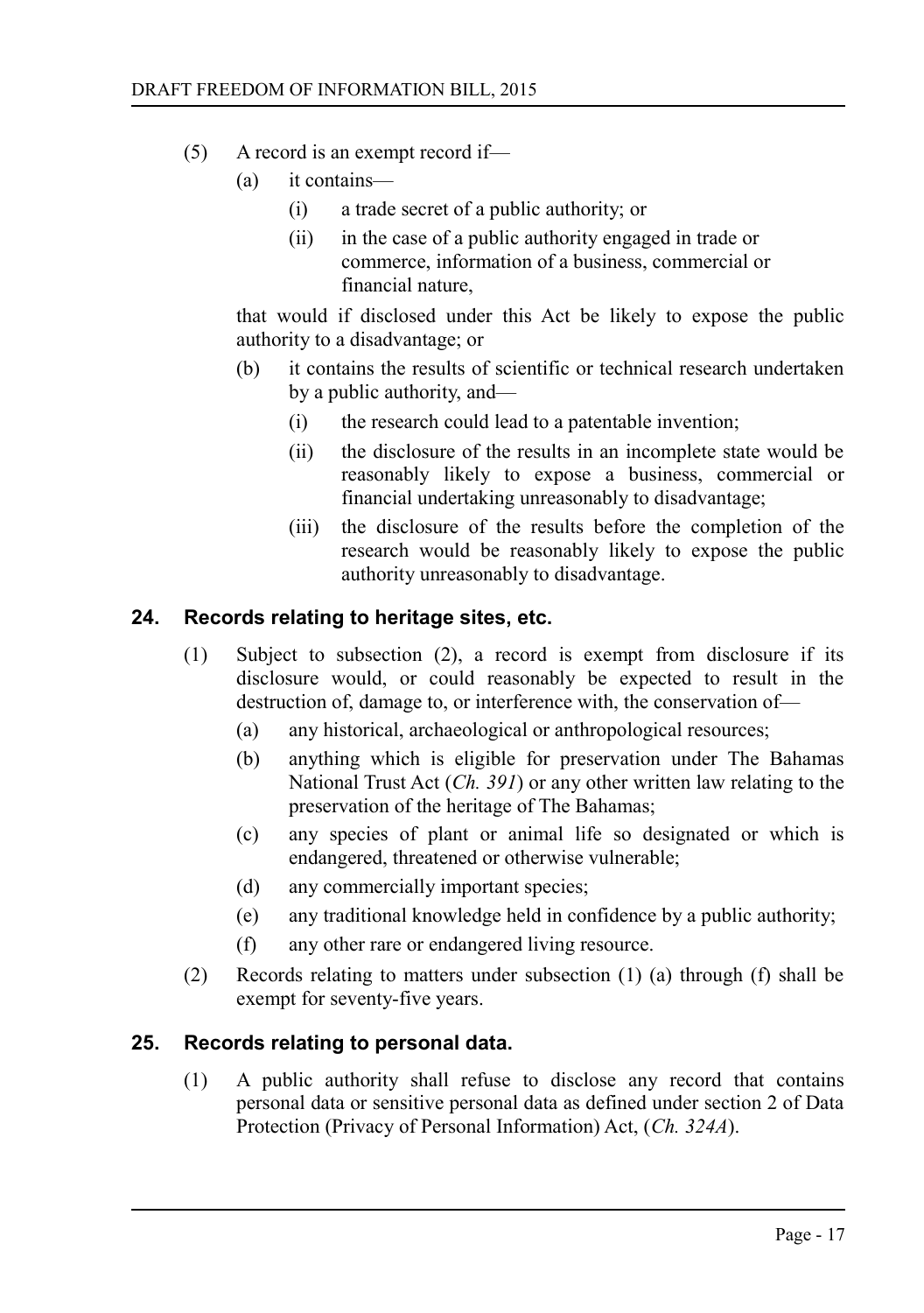(5) A record is an exempt record if—

  (a) it contains—

    (i) a trade secret of a public authority; or

    (ii) in the case of a public authority engaged in trade or commerce, information of a business, commercial or financial nature,

  that would if disclosed under this Act be likely to expose the public authority to a disadvantage; or

  (b) it contains the results of scientific or technical research undertaken by a public authority, and—

    (i) the research could lead to a patentable invention;

    (ii) the disclosure of the results in an incomplete state would be reasonably likely to expose a business, commercial or financial undertaking unreasonably to disadvantage;

    (iii) the disclosure of the results before the completion of the research would be reasonably likely to expose the public authority unreasonably to disadvantage.

## 24. Records relating to heritage sites, etc.

(1) Subject to subsection (2), a record is exempt from disclosure if its disclosure would, or could reasonably be expected to result in the destruction of, damage to, or interference with, the conservation of—

  (a) any historical, archaeological or anthropological resources;

  (b) anything which is eligible for preservation under The Bahamas National Trust Act (*Ch. 391*) or any other written law relating to the preservation of the heritage of The Bahamas;

  (c) any species of plant or animal life so designated or which is endangered, threatened or otherwise vulnerable;

  (d) any commercially important species;

  (e) any traditional knowledge held in confidence by a public authority;

  (f) any other rare or endangered living resource.

(2) Records relating to matters under subsection (1) (a) through (f) shall be exempt for seventy-five years.

## 25. Records relating to personal data.

(1) A public authority shall refuse to disclose any record that contains personal data or sensitive personal data as defined under section 2 of Data Protection (Privacy of Personal Information) Act, (*Ch. 324A*).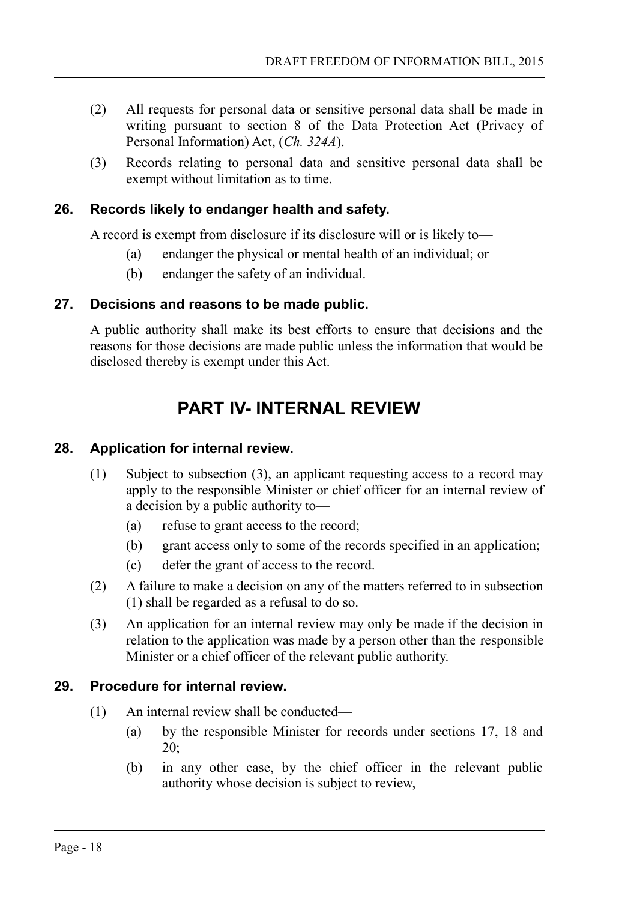(2) All requests for personal data or sensitive personal data shall be made in writing pursuant to section 8 of the Data Protection Act (Privacy of Personal Information) Act, (*Ch. 324A*).

(3) Records relating to personal data and sensitive personal data shall be exempt without limitation as to time.

### 26. Records likely to endanger health and safety.

A record is exempt from disclosure if its disclosure will or is likely to—

(a) endanger the physical or mental health of an individual; or

(b) endanger the safety of an individual.

### 27. Decisions and reasons to be made public.

A public authority shall make its best efforts to ensure that decisions and the reasons for those decisions are made public unless the information that would be disclosed thereby is exempt under this Act.

## PART IV- INTERNAL REVIEW

### 28. Application for internal review.

(1) Subject to subsection (3), an applicant requesting access to a record may apply to the responsible Minister or chief officer for an internal review of a decision by a public authority to—

(a) refuse to grant access to the record;

(b) grant access only to some of the records specified in an application;

(c) defer the grant of access to the record.

(2) A failure to make a decision on any of the matters referred to in subsection (1) shall be regarded as a refusal to do so.

(3) An application for an internal review may only be made if the decision in relation to the application was made by a person other than the responsible Minister or a chief officer of the relevant public authority.

### 29. Procedure for internal review.

(1) An internal review shall be conducted—

(a) by the responsible Minister for records under sections 17, 18 and 20;

(b) in any other case, by the chief officer in the relevant public authority whose decision is subject to review,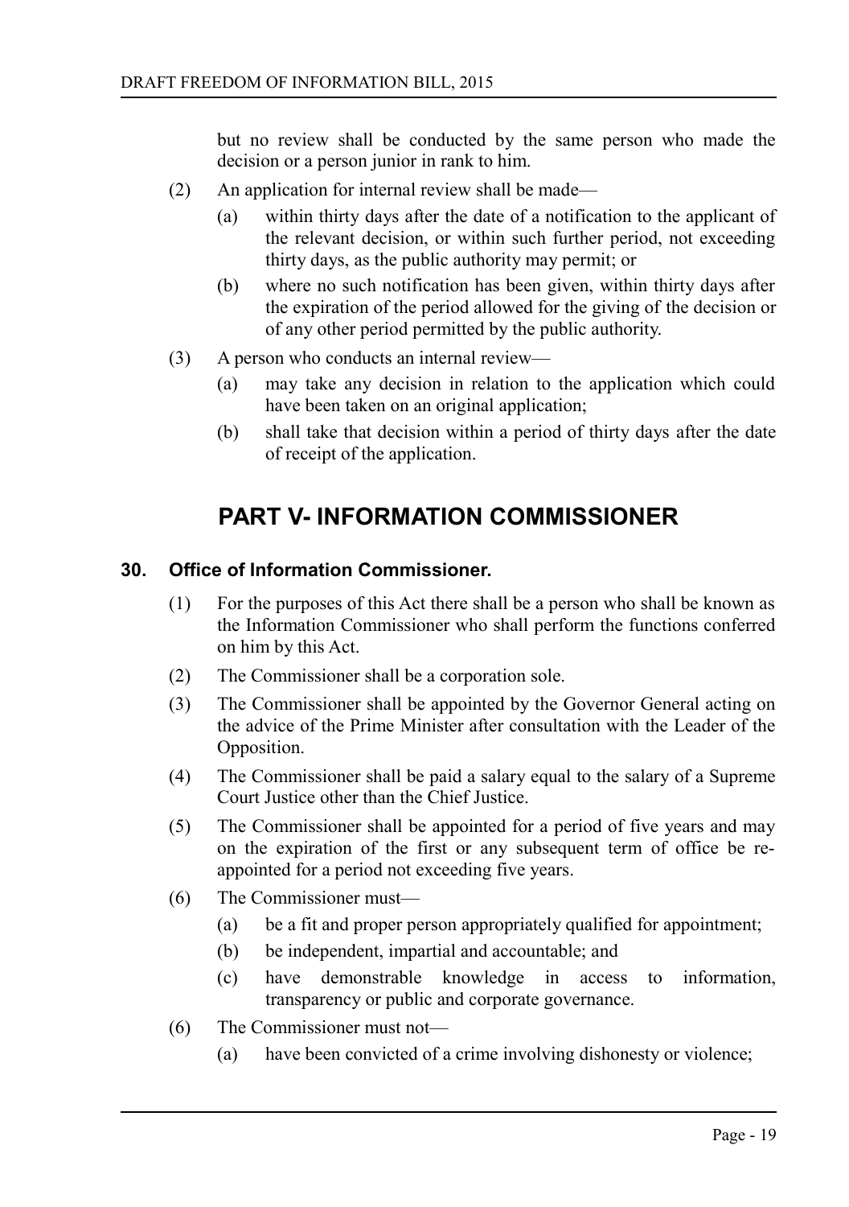but no review shall be conducted by the same person who made the decision or a person junior in rank to him.

(2) An application for internal review shall be made—

(a) within thirty days after the date of a notification to the applicant of the relevant decision, or within such further period, not exceeding thirty days, as the public authority may permit; or

(b) where no such notification has been given, within thirty days after the expiration of the period allowed for the giving of the decision or of any other period permitted by the public authority.

(3) A person who conducts an internal review—

(a) may take any decision in relation to the application which could have been taken on an original application;

(b) shall take that decision within a period of thirty days after the date of receipt of the application.

# PART V- INFORMATION COMMISSIONER

### 30. Office of Information Commissioner.

(1) For the purposes of this Act there shall be a person who shall be known as the Information Commissioner who shall perform the functions conferred on him by this Act.

(2) The Commissioner shall be a corporation sole.

(3) The Commissioner shall be appointed by the Governor General acting on the advice of the Prime Minister after consultation with the Leader of the Opposition.

(4) The Commissioner shall be paid a salary equal to the salary of a Supreme Court Justice other than the Chief Justice.

(5) The Commissioner shall be appointed for a period of five years and may on the expiration of the first or any subsequent term of office be re-appointed for a period not exceeding five years.

(6) The Commissioner must—

(a) be a fit and proper person appropriately qualified for appointment;

(b) be independent, impartial and accountable; and

(c) have demonstrable knowledge in access to information, transparency or public and corporate governance.

(6) The Commissioner must not—

(a) have been convicted of a crime involving dishonesty or violence;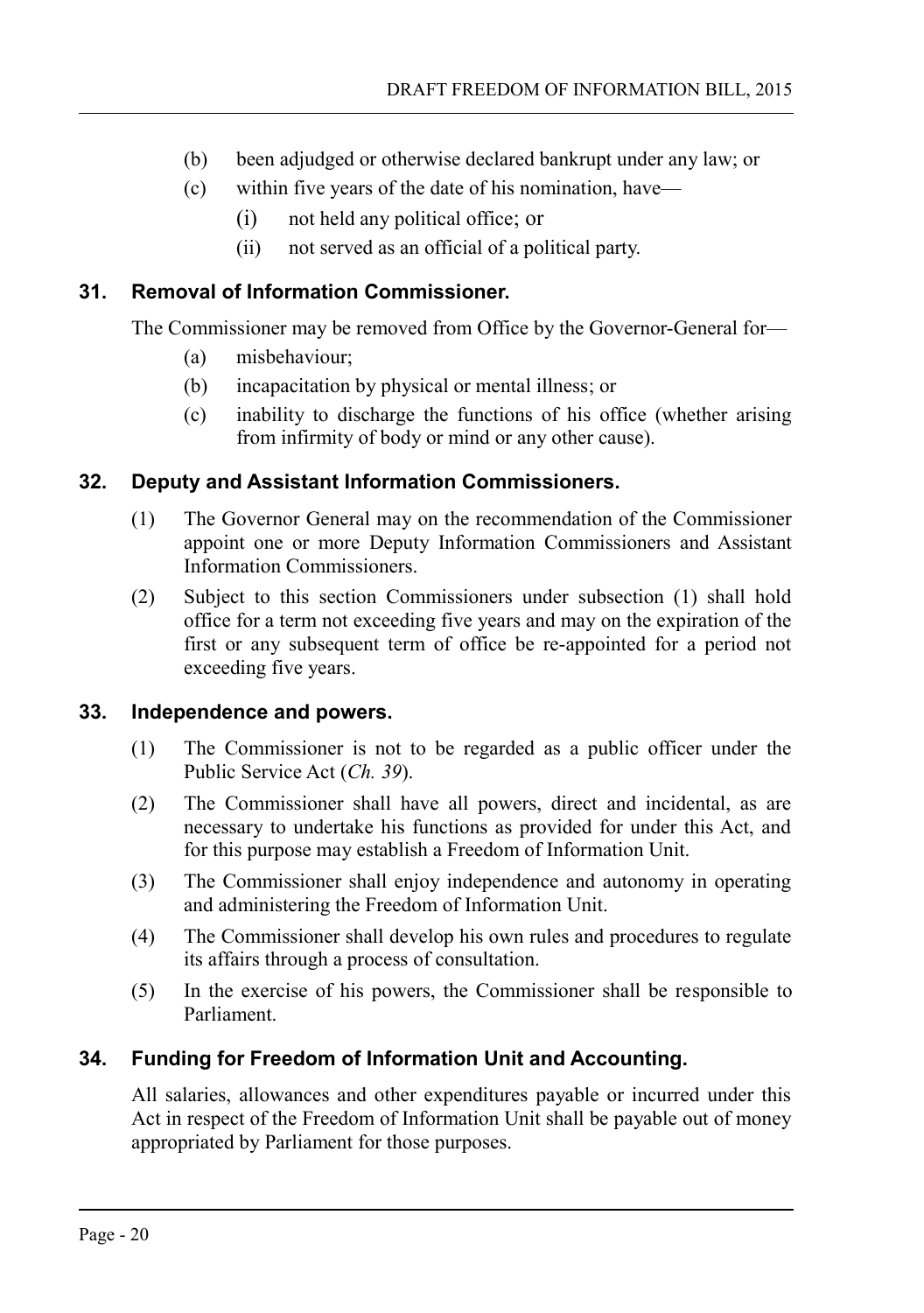(b) been adjudged or otherwise declared bankrupt under any law; or

(c) within five years of the date of his nomination, have—

(i) not held any political office; or

(ii) not served as an official of a political party.

## 31. Removal of Information Commissioner.

The Commissioner may be removed from Office by the Governor-General for—

(a) misbehaviour;

(b) incapacitation by physical or mental illness; or

(c) inability to discharge the functions of his office (whether arising from infirmity of body or mind or any other cause).

## 32. Deputy and Assistant Information Commissioners.

(1) The Governor General may on the recommendation of the Commissioner appoint one or more Deputy Information Commissioners and Assistant Information Commissioners.

(2) Subject to this section Commissioners under subsection (1) shall hold office for a term not exceeding five years and may on the expiration of the first or any subsequent term of office be re-appointed for a period not exceeding five years.

## 33. Independence and powers.

(1) The Commissioner is not to be regarded as a public officer under the Public Service Act (*Ch. 39*).

(2) The Commissioner shall have all powers, direct and incidental, as are necessary to undertake his functions as provided for under this Act, and for this purpose may establish a Freedom of Information Unit.

(3) The Commissioner shall enjoy independence and autonomy in operating and administering the Freedom of Information Unit.

(4) The Commissioner shall develop his own rules and procedures to regulate its affairs through a process of consultation.

(5) In the exercise of his powers, the Commissioner shall be responsible to Parliament.

## 34. Funding for Freedom of Information Unit and Accounting.

All salaries, allowances and other expenditures payable or incurred under this Act in respect of the Freedom of Information Unit shall be payable out of money appropriated by Parliament for those purposes.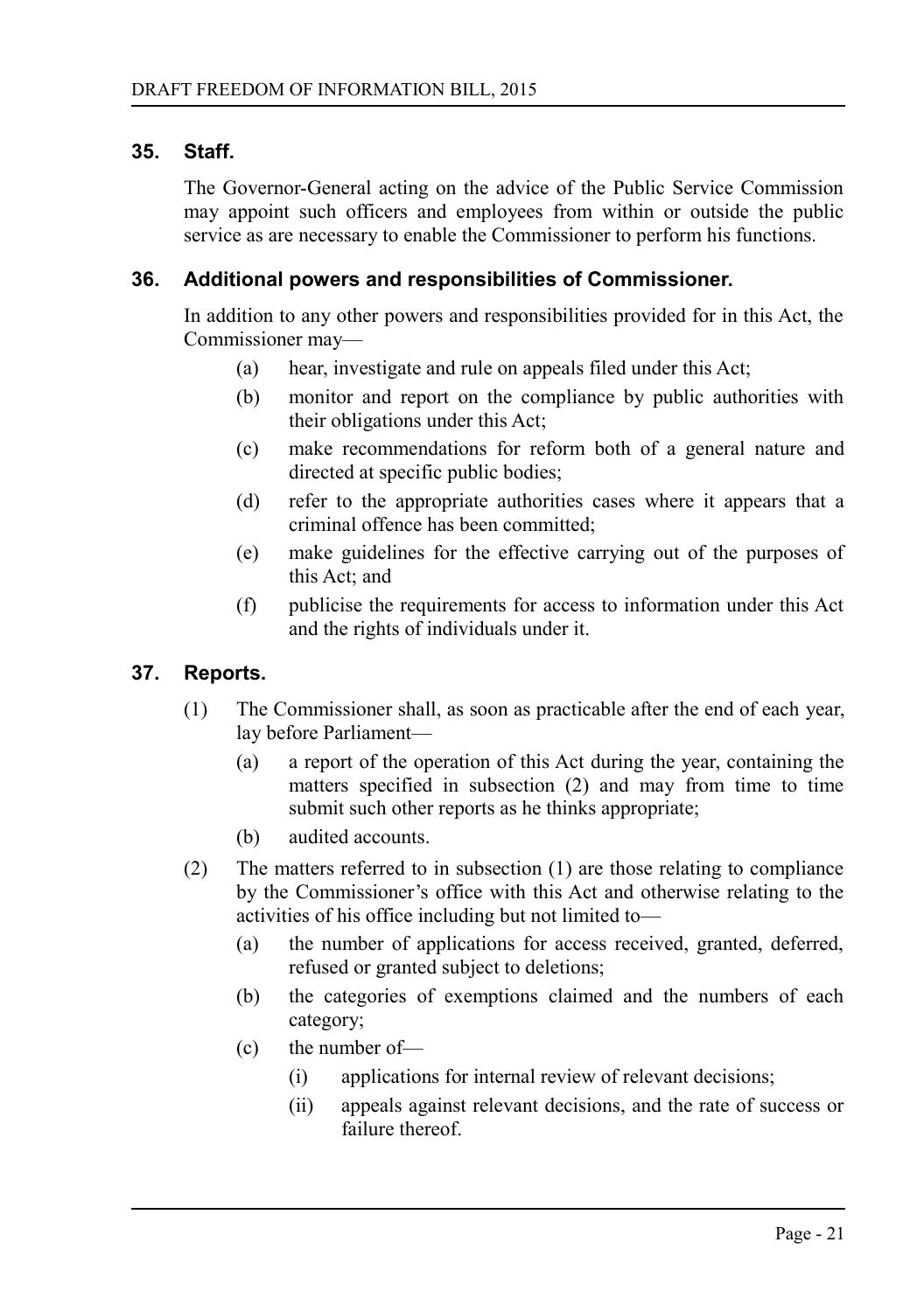### 35. Staff.

The Governor-General acting on the advice of the Public Service Commission may appoint such officers and employees from within or outside the public service as are necessary to enable the Commissioner to perform his functions.

### 36. Additional powers and responsibilities of Commissioner.

In addition to any other powers and responsibilities provided for in this Act, the Commissioner may—

- (a) hear, investigate and rule on appeals filed under this Act;
- (b) monitor and report on the compliance by public authorities with their obligations under this Act;
- (c) make recommendations for reform both of a general nature and directed at specific public bodies;
- (d) refer to the appropriate authorities cases where it appears that a criminal offence has been committed;
- (e) make guidelines for the effective carrying out of the purposes of this Act; and
- (f) publicise the requirements for access to information under this Act and the rights of individuals under it.

### 37. Reports.

(1) The Commissioner shall, as soon as practicable after the end of each year, lay before Parliament—

- (a) a report of the operation of this Act during the year, containing the matters specified in subsection (2) and may from time to time submit such other reports as he thinks appropriate;
- (b) audited accounts.

(2) The matters referred to in subsection (1) are those relating to compliance by the Commissioner's office with this Act and otherwise relating to the activities of his office including but not limited to—

- (a) the number of applications for access received, granted, deferred, refused or granted subject to deletions;
- (b) the categories of exemptions claimed and the numbers of each category;
- (c) the number of—
  - (i) applications for internal review of relevant decisions;
  - (ii) appeals against relevant decisions, and the rate of success or failure thereof.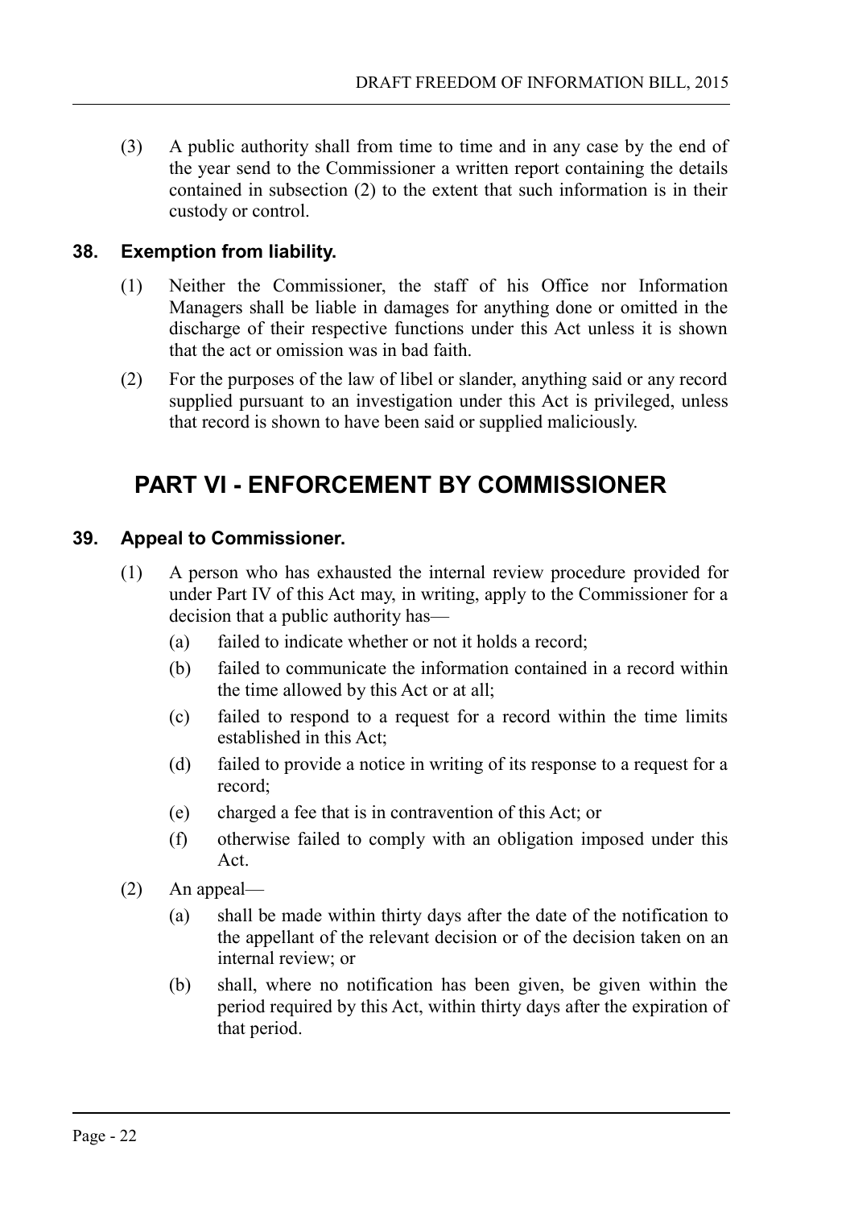(3) A public authority shall from time to time and in any case by the end of the year send to the Commissioner a written report containing the details contained in subsection (2) to the extent that such information is in their custody or control.

### 38. Exemption from liability.

(1) Neither the Commissioner, the staff of his Office nor Information Managers shall be liable in damages for anything done or omitted in the discharge of their respective functions under this Act unless it is shown that the act or omission was in bad faith.

(2) For the purposes of the law of libel or slander, anything said or any record supplied pursuant to an investigation under this Act is privileged, unless that record is shown to have been said or supplied maliciously.

## PART VI - ENFORCEMENT BY COMMISSIONER

### 39. Appeal to Commissioner.

(1) A person who has exhausted the internal review procedure provided for under Part IV of this Act may, in writing, apply to the Commissioner for a decision that a public authority has—

- (a) failed to indicate whether or not it holds a record;
- (b) failed to communicate the information contained in a record within the time allowed by this Act or at all;
- (c) failed to respond to a request for a record within the time limits established in this Act;
- (d) failed to provide a notice in writing of its response to a request for a record;
- (e) charged a fee that is in contravention of this Act; or
- (f) otherwise failed to comply with an obligation imposed under this Act.

(2) An appeal—

- (a) shall be made within thirty days after the date of the notification to the appellant of the relevant decision or of the decision taken on an internal review; or
- (b) shall, where no notification has been given, be given within the period required by this Act, within thirty days after the expiration of that period.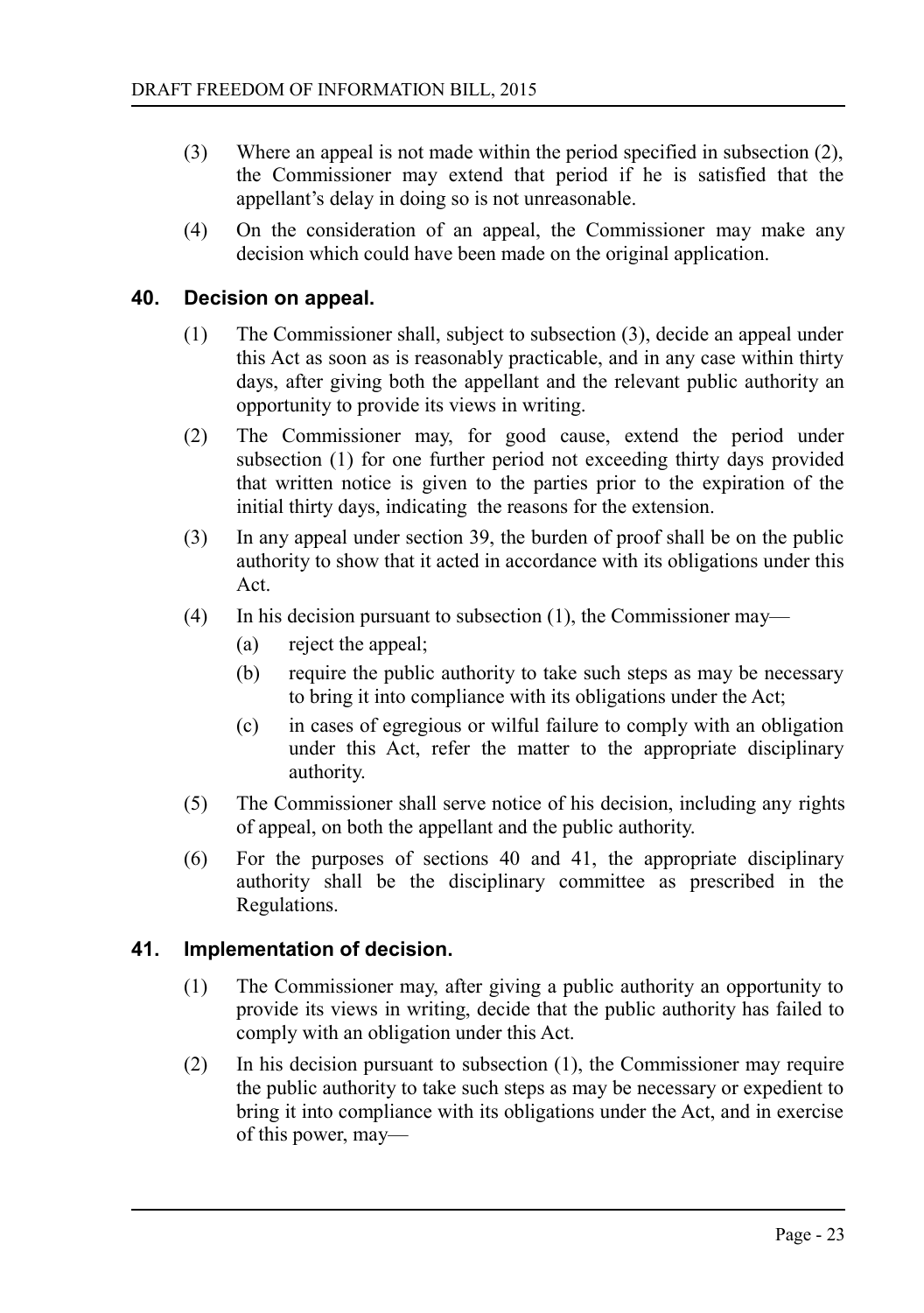(3) Where an appeal is not made within the period specified in subsection (2), the Commissioner may extend that period if he is satisfied that the appellant's delay in doing so is not unreasonable.

(4) On the consideration of an appeal, the Commissioner may make any decision which could have been made on the original application.

## 40. Decision on appeal.

(1) The Commissioner shall, subject to subsection (3), decide an appeal under this Act as soon as is reasonably practicable, and in any case within thirty days, after giving both the appellant and the relevant public authority an opportunity to provide its views in writing.

(2) The Commissioner may, for good cause, extend the period under subsection (1) for one further period not exceeding thirty days provided that written notice is given to the parties prior to the expiration of the initial thirty days, indicating the reasons for the extension.

(3) In any appeal under section 39, the burden of proof shall be on the public authority to show that it acted in accordance with its obligations under this Act.

(4) In his decision pursuant to subsection (1), the Commissioner may—

  (a) reject the appeal;

  (b) require the public authority to take such steps as may be necessary to bring it into compliance with its obligations under the Act;

  (c) in cases of egregious or wilful failure to comply with an obligation under this Act, refer the matter to the appropriate disciplinary authority.

(5) The Commissioner shall serve notice of his decision, including any rights of appeal, on both the appellant and the public authority.

(6) For the purposes of sections 40 and 41, the appropriate disciplinary authority shall be the disciplinary committee as prescribed in the Regulations.

## 41. Implementation of decision.

(1) The Commissioner may, after giving a public authority an opportunity to provide its views in writing, decide that the public authority has failed to comply with an obligation under this Act.

(2) In his decision pursuant to subsection (1), the Commissioner may require the public authority to take such steps as may be necessary or expedient to bring it into compliance with its obligations under the Act, and in exercise of this power, may—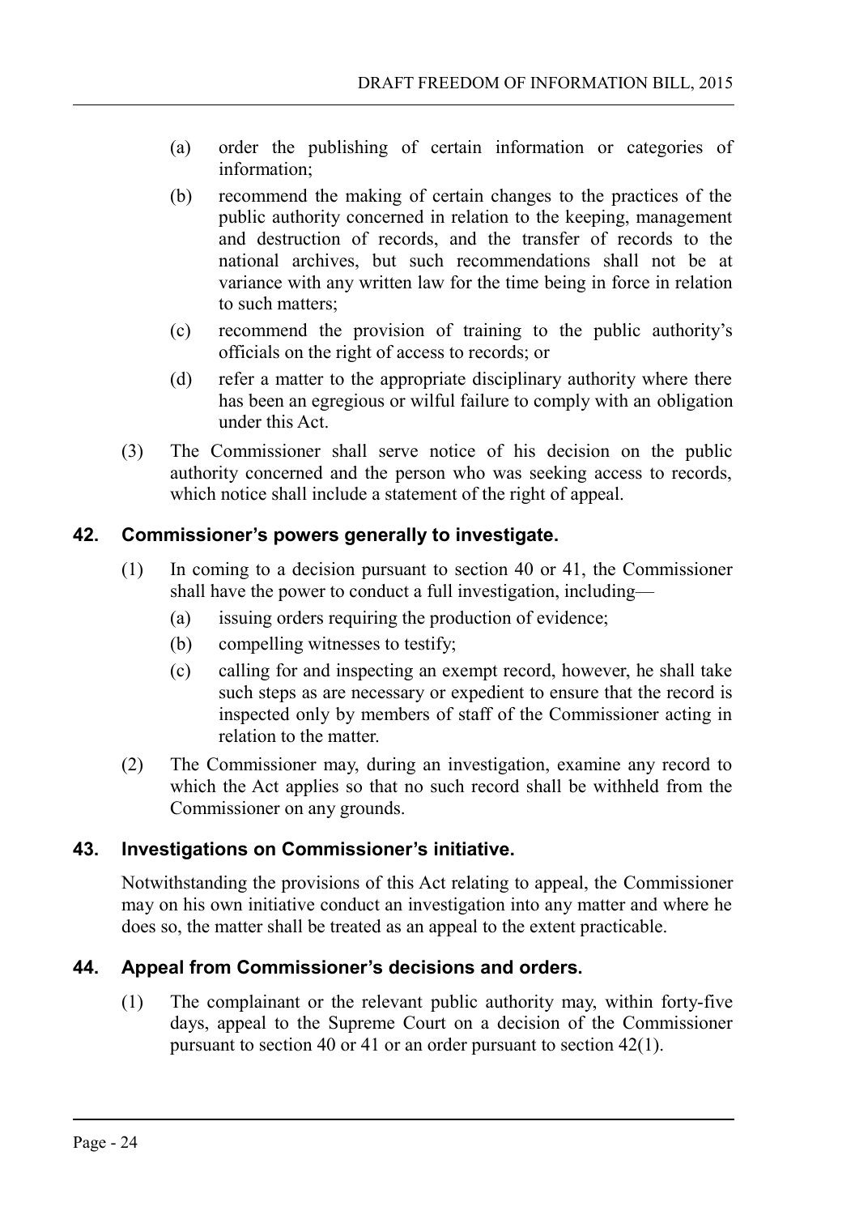(a) order the publishing of certain information or categories of information;

(b) recommend the making of certain changes to the practices of the public authority concerned in relation to the keeping, management and destruction of records, and the transfer of records to the national archives, but such recommendations shall not be at variance with any written law for the time being in force in relation to such matters;

(c) recommend the provision of training to the public authority's officials on the right of access to records; or

(d) refer a matter to the appropriate disciplinary authority where there has been an egregious or wilful failure to comply with an obligation under this Act.

(3) The Commissioner shall serve notice of his decision on the public authority concerned and the person who was seeking access to records, which notice shall include a statement of the right of appeal.

## 42. Commissioner's powers generally to investigate.

(1) In coming to a decision pursuant to section 40 or 41, the Commissioner shall have the power to conduct a full investigation, including—

(a) issuing orders requiring the production of evidence;

(b) compelling witnesses to testify;

(c) calling for and inspecting an exempt record, however, he shall take such steps as are necessary or expedient to ensure that the record is inspected only by members of staff of the Commissioner acting in relation to the matter.

(2) The Commissioner may, during an investigation, examine any record to which the Act applies so that no such record shall be withheld from the Commissioner on any grounds.

## 43. Investigations on Commissioner's initiative.

Notwithstanding the provisions of this Act relating to appeal, the Commissioner may on his own initiative conduct an investigation into any matter and where he does so, the matter shall be treated as an appeal to the extent practicable.

## 44. Appeal from Commissioner's decisions and orders.

(1) The complainant or the relevant public authority may, within forty-five days, appeal to the Supreme Court on a decision of the Commissioner pursuant to section 40 or 41 or an order pursuant to section 42(1).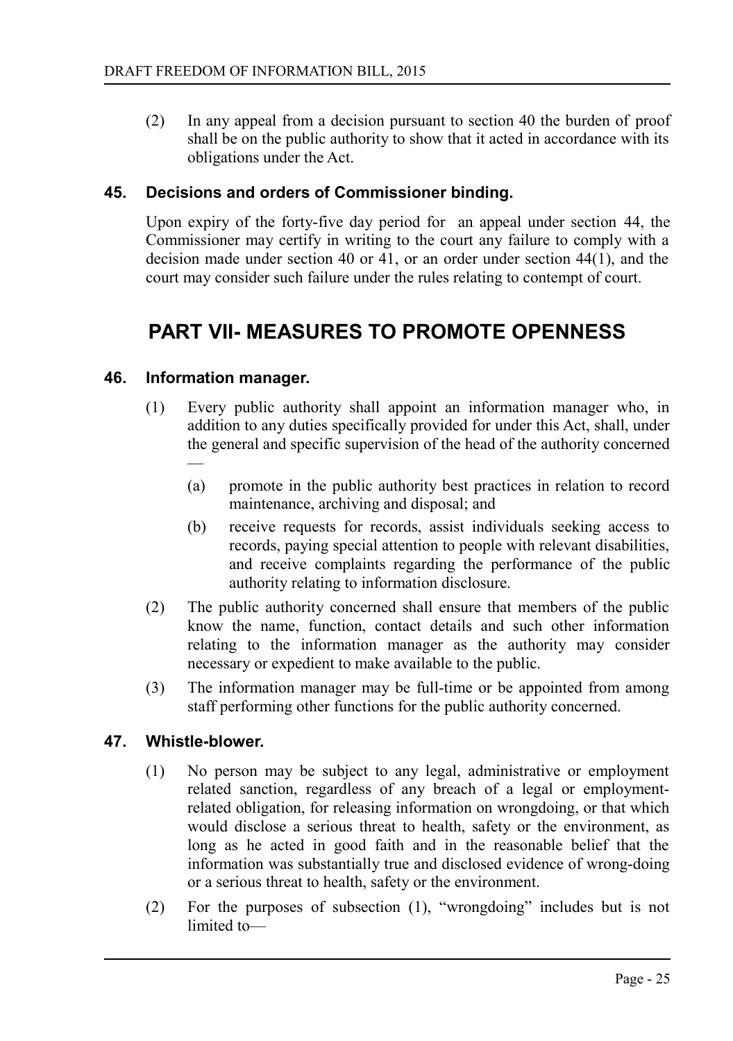(2) In any appeal from a decision pursuant to section 40 the burden of proof shall be on the public authority to show that it acted in accordance with its obligations under the Act.

### 45. Decisions and orders of Commissioner binding.

Upon expiry of the forty-five day period for an appeal under section 44, the Commissioner may certify in writing to the court any failure to comply with a decision made under section 40 or 41, or an order under section 44(1), and the court may consider such failure under the rules relating to contempt of court.

## PART VII- MEASURES TO PROMOTE OPENNESS

### 46. Information manager.

(1) Every public authority shall appoint an information manager who, in addition to any duties specifically provided for under this Act, shall, under the general and specific supervision of the head of the authority concerned —

(a) promote in the public authority best practices in relation to record maintenance, archiving and disposal; and

(b) receive requests for records, assist individuals seeking access to records, paying special attention to people with relevant disabilities, and receive complaints regarding the performance of the public authority relating to information disclosure.

(2) The public authority concerned shall ensure that members of the public know the name, function, contact details and such other information relating to the information manager as the authority may consider necessary or expedient to make available to the public.

(3) The information manager may be full-time or be appointed from among staff performing other functions for the public authority concerned.

### 47. Whistle-blower.

(1) No person may be subject to any legal, administrative or employment related sanction, regardless of any breach of a legal or employment-related obligation, for releasing information on wrongdoing, or that which would disclose a serious threat to health, safety or the environment, as long as he acted in good faith and in the reasonable belief that the information was substantially true and disclosed evidence of wrong-doing or a serious threat to health, safety or the environment.

(2) For the purposes of subsection (1), "wrongdoing" includes but is not limited to—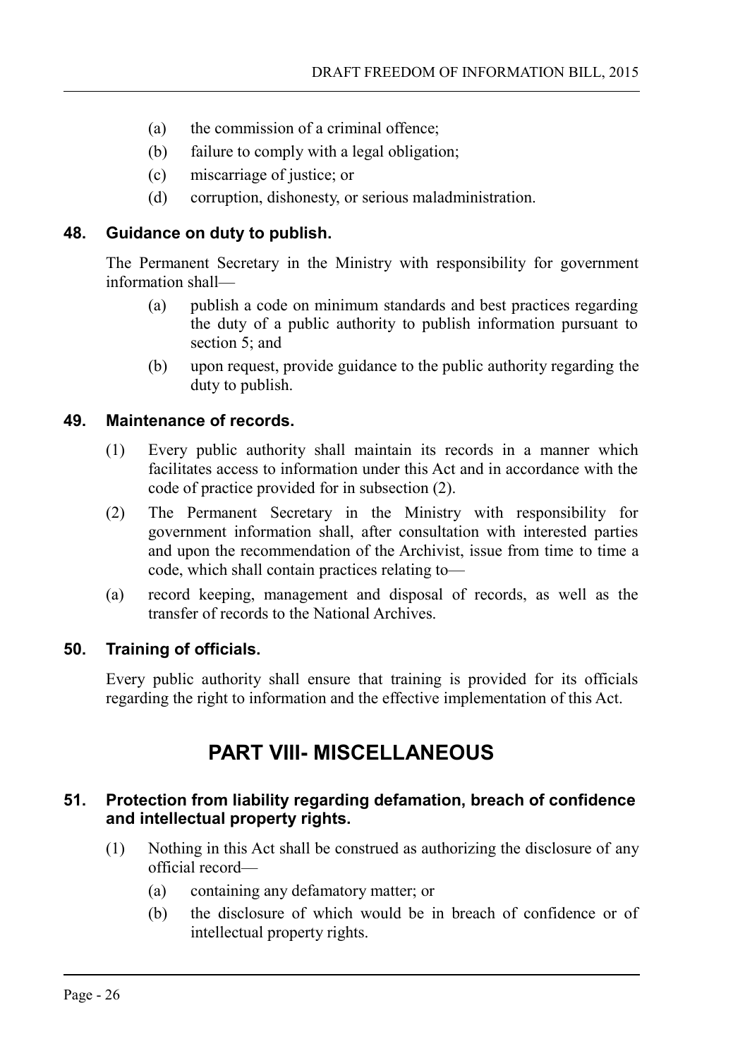(a) the commission of a criminal offence;

(b) failure to comply with a legal obligation;

(c) miscarriage of justice; or

(d) corruption, dishonesty, or serious maladministration.

### 48. Guidance on duty to publish.

The Permanent Secretary in the Ministry with responsibility for government information shall—

(a) publish a code on minimum standards and best practices regarding the duty of a public authority to publish information pursuant to section 5; and

(b) upon request, provide guidance to the public authority regarding the duty to publish.

### 49. Maintenance of records.

(1) Every public authority shall maintain its records in a manner which facilitates access to information under this Act and in accordance with the code of practice provided for in subsection (2).

(2) The Permanent Secretary in the Ministry with responsibility for government information shall, after consultation with interested parties and upon the recommendation of the Archivist, issue from time to time a code, which shall contain practices relating to—

(a) record keeping, management and disposal of records, as well as the transfer of records to the National Archives.

### 50. Training of officials.

Every public authority shall ensure that training is provided for its officials regarding the right to information and the effective implementation of this Act.

## PART VIII- MISCELLANEOUS

### 51. Protection from liability regarding defamation, breach of confidence and intellectual property rights.

(1) Nothing in this Act shall be construed as authorizing the disclosure of any official record—

(a) containing any defamatory matter; or

(b) the disclosure of which would be in breach of confidence or of intellectual property rights.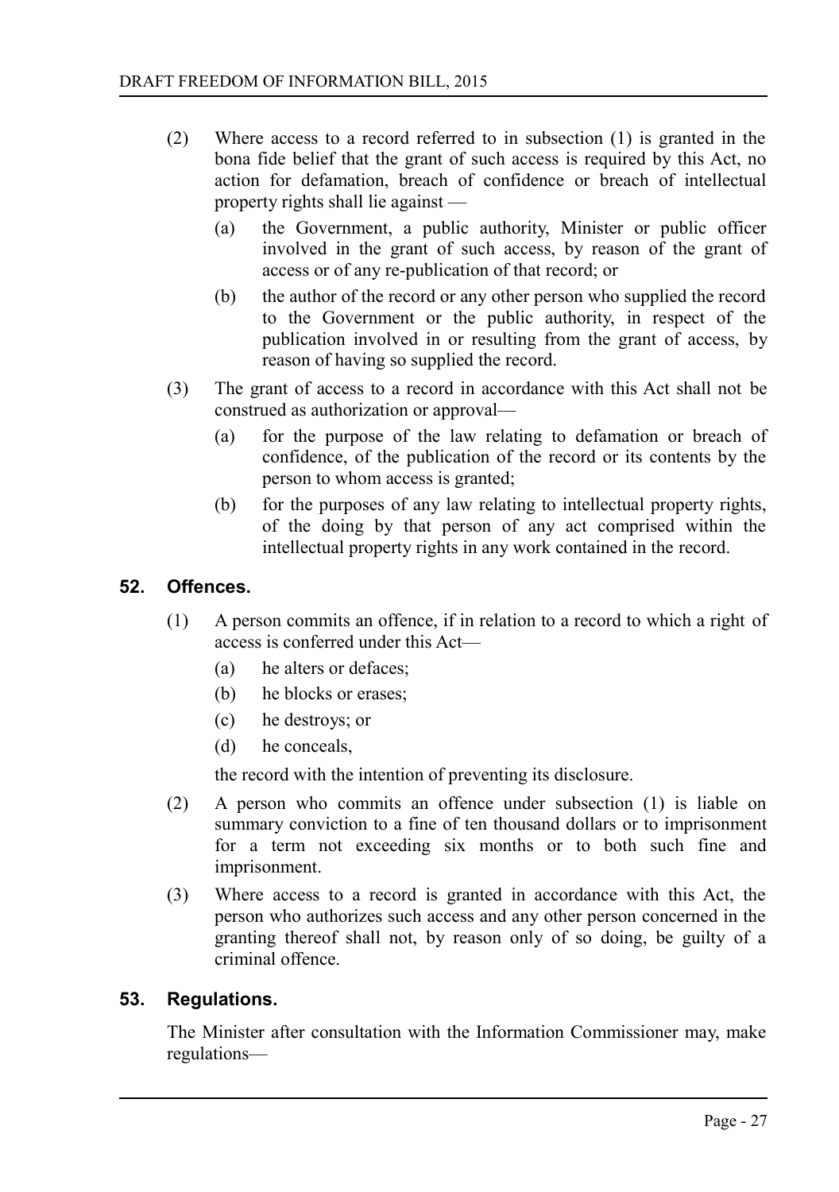(2) Where access to a record referred to in subsection (1) is granted in the bona fide belief that the grant of such access is required by this Act, no action for defamation, breach of confidence or breach of intellectual property rights shall lie against —

(a) the Government, a public authority, Minister or public officer involved in the grant of such access, by reason of the grant of access or of any re-publication of that record; or

(b) the author of the record or any other person who supplied the record to the Government or the public authority, in respect of the publication involved in or resulting from the grant of access, by reason of having so supplied the record.

(3) The grant of access to a record in accordance with this Act shall not be construed as authorization or approval—

(a) for the purpose of the law relating to defamation or breach of confidence, of the publication of the record or its contents by the person to whom access is granted;

(b) for the purposes of any law relating to intellectual property rights, of the doing by that person of any act comprised within the intellectual property rights in any work contained in the record.

## 52. Offences.

(1) A person commits an offence, if in relation to a record to which a right of access is conferred under this Act—

(a) he alters or defaces;

(b) he blocks or erases;

(c) he destroys; or

(d) he conceals,

the record with the intention of preventing its disclosure.

(2) A person who commits an offence under subsection (1) is liable on summary conviction to a fine of ten thousand dollars or to imprisonment for a term not exceeding six months or to both such fine and imprisonment.

(3) Where access to a record is granted in accordance with this Act, the person who authorizes such access and any other person concerned in the granting thereof shall not, by reason only of so doing, be guilty of a criminal offence.

## 53. Regulations.

The Minister after consultation with the Information Commissioner may, make regulations—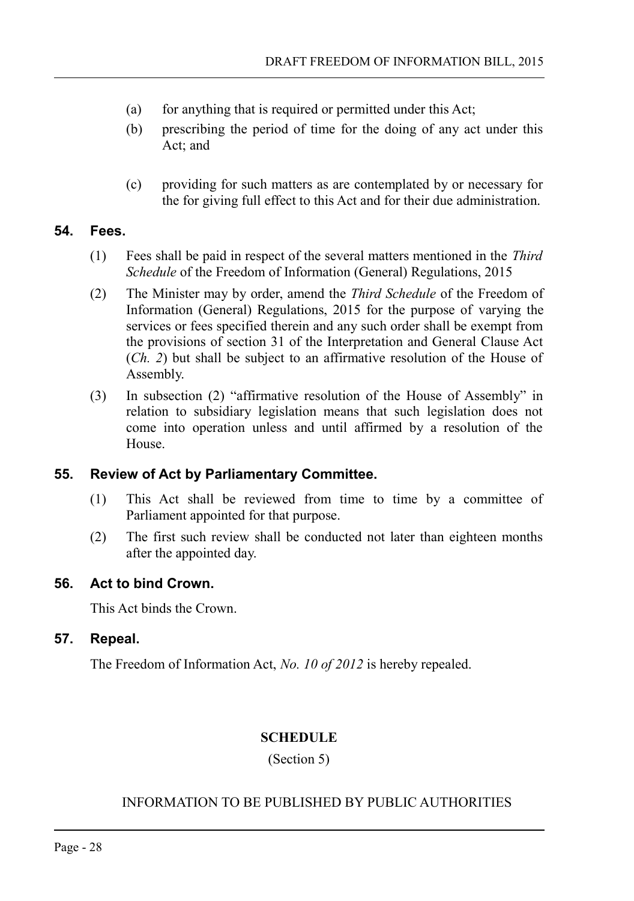(a) for anything that is required or permitted under this Act;

(b) prescribing the period of time for the doing of any act under this Act; and

(c) providing for such matters as are contemplated by or necessary for the for giving full effect to this Act and for their due administration.

### 54. Fees.

(1) Fees shall be paid in respect of the several matters mentioned in the *Third Schedule* of the Freedom of Information (General) Regulations, 2015

(2) The Minister may by order, amend the *Third Schedule* of the Freedom of Information (General) Regulations, 2015 for the purpose of varying the services or fees specified therein and any such order shall be exempt from the provisions of section 31 of the Interpretation and General Clause Act (*Ch. 2*) but shall be subject to an affirmative resolution of the House of Assembly.

(3) In subsection (2) "affirmative resolution of the House of Assembly" in relation to subsidiary legislation means that such legislation does not come into operation unless and until affirmed by a resolution of the House.

### 55. Review of Act by Parliamentary Committee.

(1) This Act shall be reviewed from time to time by a committee of Parliament appointed for that purpose.

(2) The first such review shall be conducted not later than eighteen months after the appointed day.

### 56. Act to bind Crown.

This Act binds the Crown.

### 57. Repeal.

The Freedom of Information Act, *No. 10 of 2012* is hereby repealed.

**SCHEDULE**

(Section 5)

INFORMATION TO BE PUBLISHED BY PUBLIC AUTHORITIES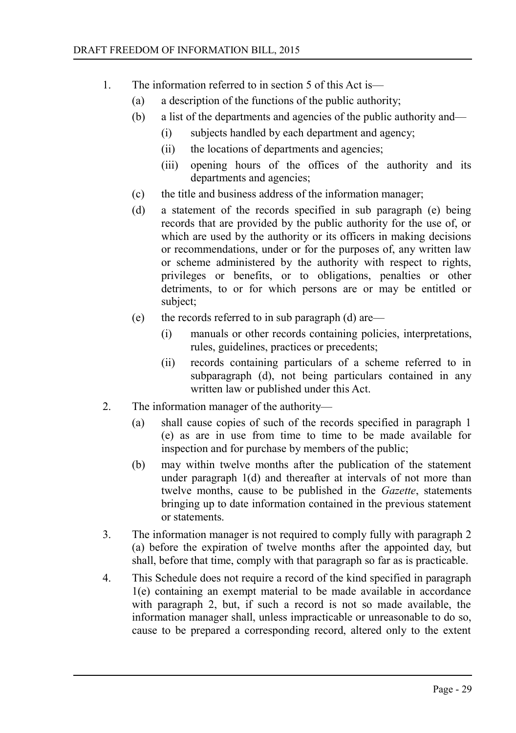1. The information referred to in section 5 of this Act is—
   - (a) a description of the functions of the public authority;
   - (b) a list of the departments and agencies of the public authority and—
     - (i) subjects handled by each department and agency;
     - (ii) the locations of departments and agencies;
     - (iii) opening hours of the offices of the authority and its departments and agencies;
   - (c) the title and business address of the information manager;
   - (d) a statement of the records specified in sub paragraph (e) being records that are provided by the public authority for the use of, or which are used by the authority or its officers in making decisions or recommendations, under or for the purposes of, any written law or scheme administered by the authority with respect to rights, privileges or benefits, or to obligations, penalties or other detriments, to or for which persons are or may be entitled or subject;
   - (e) the records referred to in sub paragraph (d) are—
     - (i) manuals or other records containing policies, interpretations, rules, guidelines, practices or precedents;
     - (ii) records containing particulars of a scheme referred to in subparagraph (d), not being particulars contained in any written law or published under this Act.
2. The information manager of the authority—
   - (a) shall cause copies of such of the records specified in paragraph 1 (e) as are in use from time to time to be made available for inspection and for purchase by members of the public;
   - (b) may within twelve months after the publication of the statement under paragraph 1(d) and thereafter at intervals of not more than twelve months, cause to be published in the *Gazette*, statements bringing up to date information contained in the previous statement or statements.
3. The information manager is not required to comply fully with paragraph 2 (a) before the expiration of twelve months after the appointed day, but shall, before that time, comply with that paragraph so far as is practicable.
4. This Schedule does not require a record of the kind specified in paragraph 1(e) containing an exempt material to be made available in accordance with paragraph 2, but, if such a record is not so made available, the information manager shall, unless impracticable or unreasonable to do so, cause to be prepared a corresponding record, altered only to the extent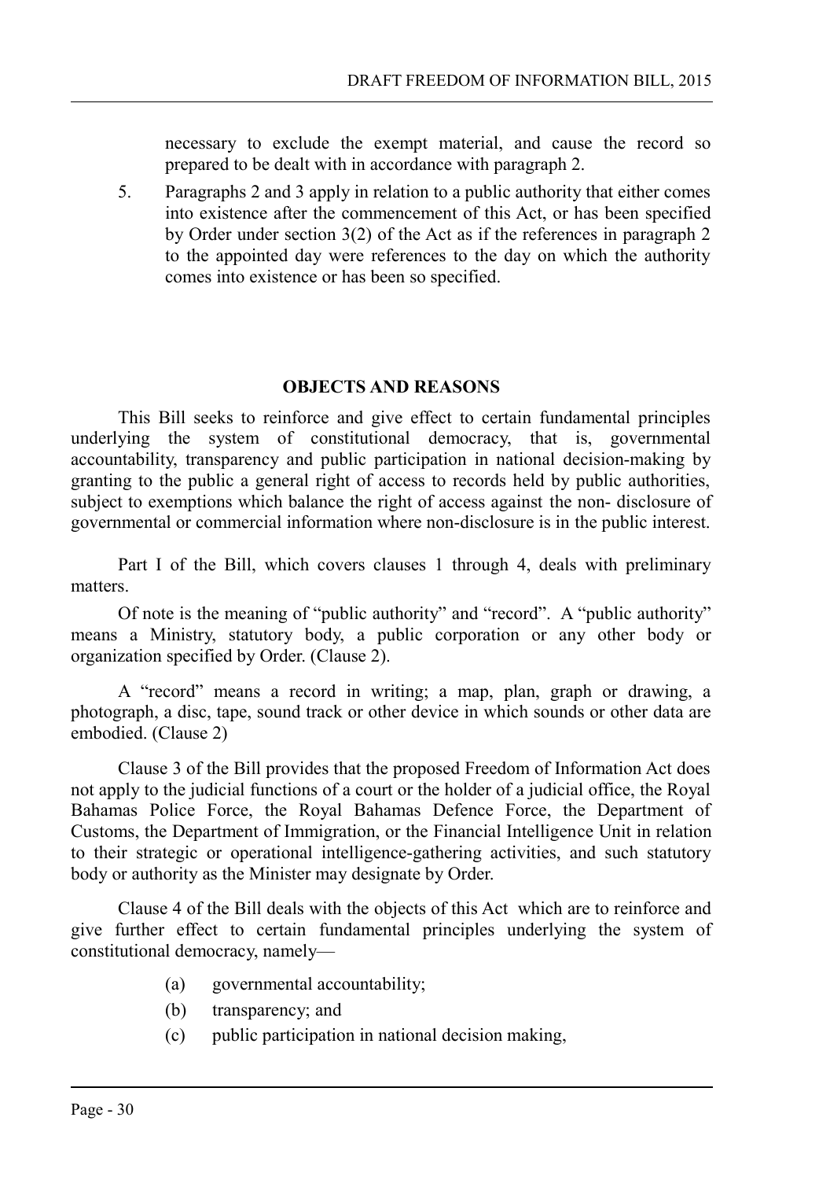necessary to exclude the exempt material, and cause the record so prepared to be dealt with in accordance with paragraph 2.

5. Paragraphs 2 and 3 apply in relation to a public authority that either comes into existence after the commencement of this Act, or has been specified by Order under section 3(2) of the Act as if the references in paragraph 2 to the appointed day were references to the day on which the authority comes into existence or has been so specified.

## OBJECTS AND REASONS

This Bill seeks to reinforce and give effect to certain fundamental principles underlying the system of constitutional democracy, that is, governmental accountability, transparency and public participation in national decision-making by granting to the public a general right of access to records held by public authorities, subject to exemptions which balance the right of access against the non- disclosure of governmental or commercial information where non-disclosure is in the public interest.

Part I of the Bill, which covers clauses 1 through 4, deals with preliminary matters.

Of note is the meaning of "public authority" and "record". A "public authority" means a Ministry, statutory body, a public corporation or any other body or organization specified by Order. (Clause 2).

A "record" means a record in writing; a map, plan, graph or drawing, a photograph, a disc, tape, sound track or other device in which sounds or other data are embodied. (Clause 2)

Clause 3 of the Bill provides that the proposed Freedom of Information Act does not apply to the judicial functions of a court or the holder of a judicial office, the Royal Bahamas Police Force, the Royal Bahamas Defence Force, the Department of Customs, the Department of Immigration, or the Financial Intelligence Unit in relation to their strategic or operational intelligence-gathering activities, and such statutory body or authority as the Minister may designate by Order.

Clause 4 of the Bill deals with the objects of this Act which are to reinforce and give further effect to certain fundamental principles underlying the system of constitutional democracy, namely—

(a) governmental accountability;

(b) transparency; and

(c) public participation in national decision making,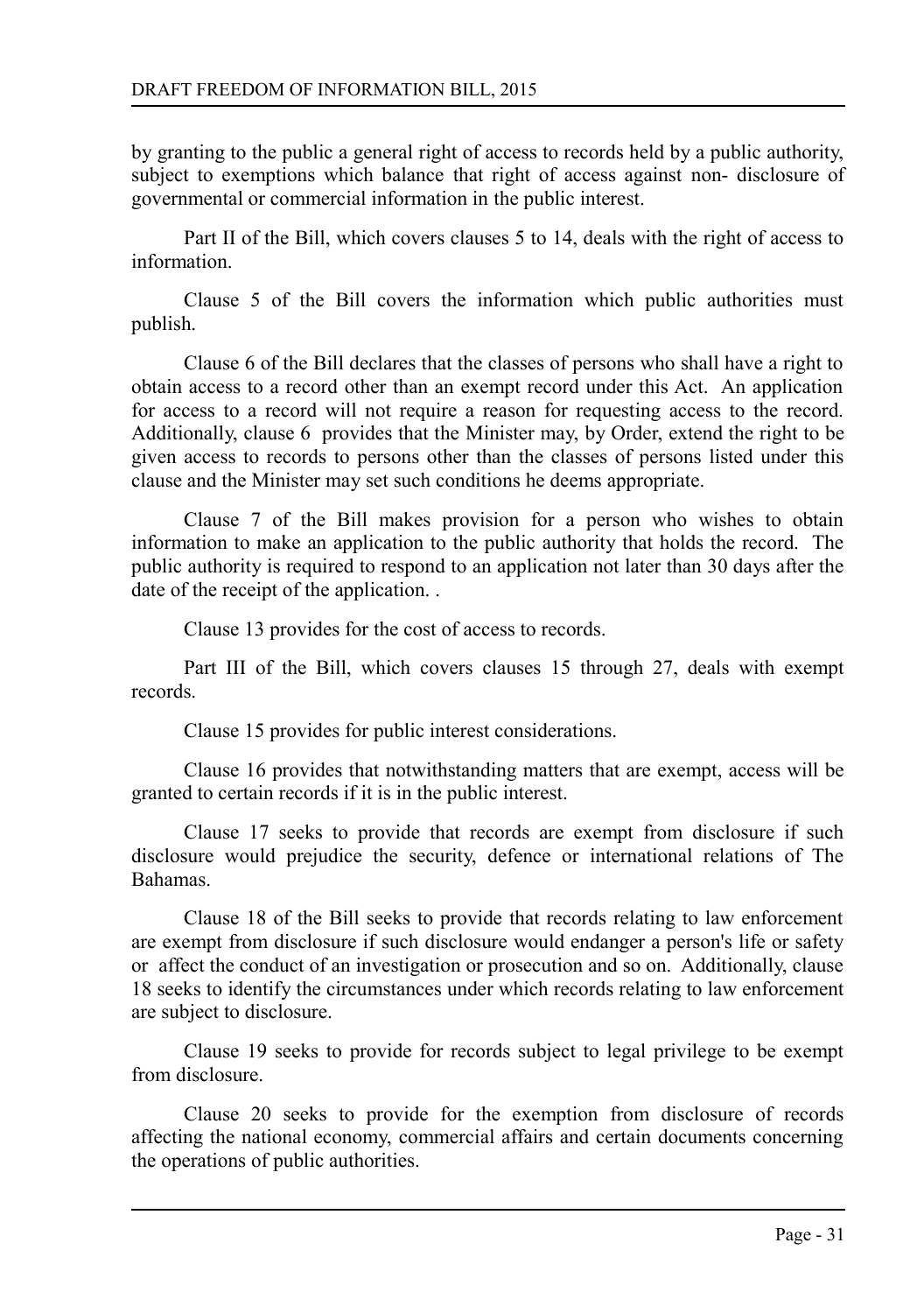by granting to the public a general right of access to records held by a public authority, subject to exemptions which balance that right of access against non- disclosure of governmental or commercial information in the public interest.

Part II of the Bill, which covers clauses 5 to 14, deals with the right of access to information.

Clause 5 of the Bill covers the information which public authorities must publish.

Clause 6 of the Bill declares that the classes of persons who shall have a right to obtain access to a record other than an exempt record under this Act. An application for access to a record will not require a reason for requesting access to the record. Additionally, clause 6 provides that the Minister may, by Order, extend the right to be given access to records to persons other than the classes of persons listed under this clause and the Minister may set such conditions he deems appropriate.

Clause 7 of the Bill makes provision for a person who wishes to obtain information to make an application to the public authority that holds the record. The public authority is required to respond to an application not later than 30 days after the date of the receipt of the application. .

Clause 13 provides for the cost of access to records.

Part III of the Bill, which covers clauses 15 through 27, deals with exempt records.

Clause 15 provides for public interest considerations.

Clause 16 provides that notwithstanding matters that are exempt, access will be granted to certain records if it is in the public interest.

Clause 17 seeks to provide that records are exempt from disclosure if such disclosure would prejudice the security, defence or international relations of The Bahamas.

Clause 18 of the Bill seeks to provide that records relating to law enforcement are exempt from disclosure if such disclosure would endanger a person's life or safety or affect the conduct of an investigation or prosecution and so on. Additionally, clause 18 seeks to identify the circumstances under which records relating to law enforcement are subject to disclosure.

Clause 19 seeks to provide for records subject to legal privilege to be exempt from disclosure.

Clause 20 seeks to provide for the exemption from disclosure of records affecting the national economy, commercial affairs and certain documents concerning the operations of public authorities.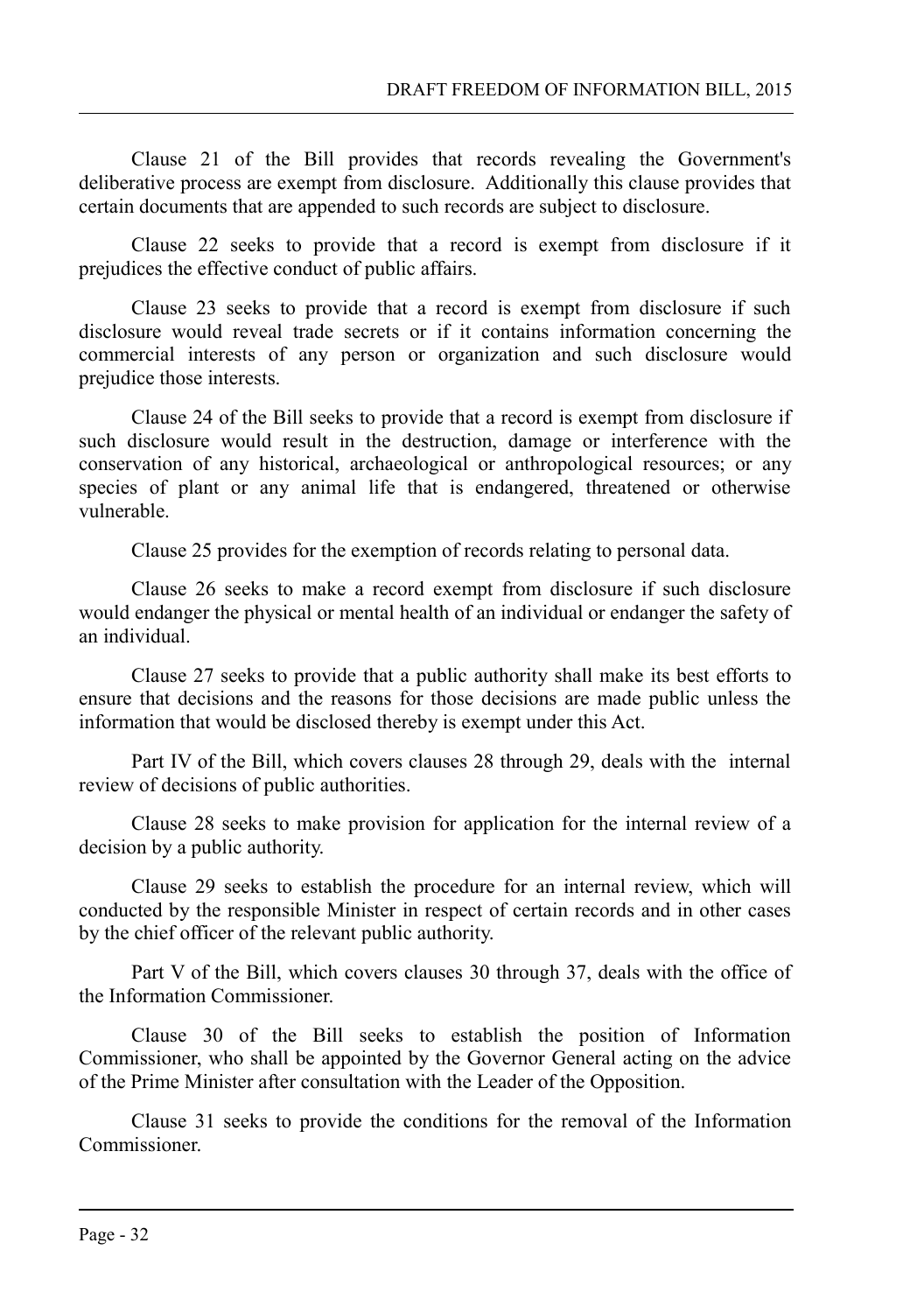Clause 21 of the Bill provides that records revealing the Government's deliberative process are exempt from disclosure. Additionally this clause provides that certain documents that are appended to such records are subject to disclosure.

Clause 22 seeks to provide that a record is exempt from disclosure if it prejudices the effective conduct of public affairs.

Clause 23 seeks to provide that a record is exempt from disclosure if such disclosure would reveal trade secrets or if it contains information concerning the commercial interests of any person or organization and such disclosure would prejudice those interests.

Clause 24 of the Bill seeks to provide that a record is exempt from disclosure if such disclosure would result in the destruction, damage or interference with the conservation of any historical, archaeological or anthropological resources; or any species of plant or any animal life that is endangered, threatened or otherwise vulnerable.

Clause 25 provides for the exemption of records relating to personal data.

Clause 26 seeks to make a record exempt from disclosure if such disclosure would endanger the physical or mental health of an individual or endanger the safety of an individual.

Clause 27 seeks to provide that a public authority shall make its best efforts to ensure that decisions and the reasons for those decisions are made public unless the information that would be disclosed thereby is exempt under this Act.

Part IV of the Bill, which covers clauses 28 through 29, deals with the internal review of decisions of public authorities.

Clause 28 seeks to make provision for application for the internal review of a decision by a public authority.

Clause 29 seeks to establish the procedure for an internal review, which will conducted by the responsible Minister in respect of certain records and in other cases by the chief officer of the relevant public authority.

Part V of the Bill, which covers clauses 30 through 37, deals with the office of the Information Commissioner.

Clause 30 of the Bill seeks to establish the position of Information Commissioner, who shall be appointed by the Governor General acting on the advice of the Prime Minister after consultation with the Leader of the Opposition.

Clause 31 seeks to provide the conditions for the removal of the Information Commissioner.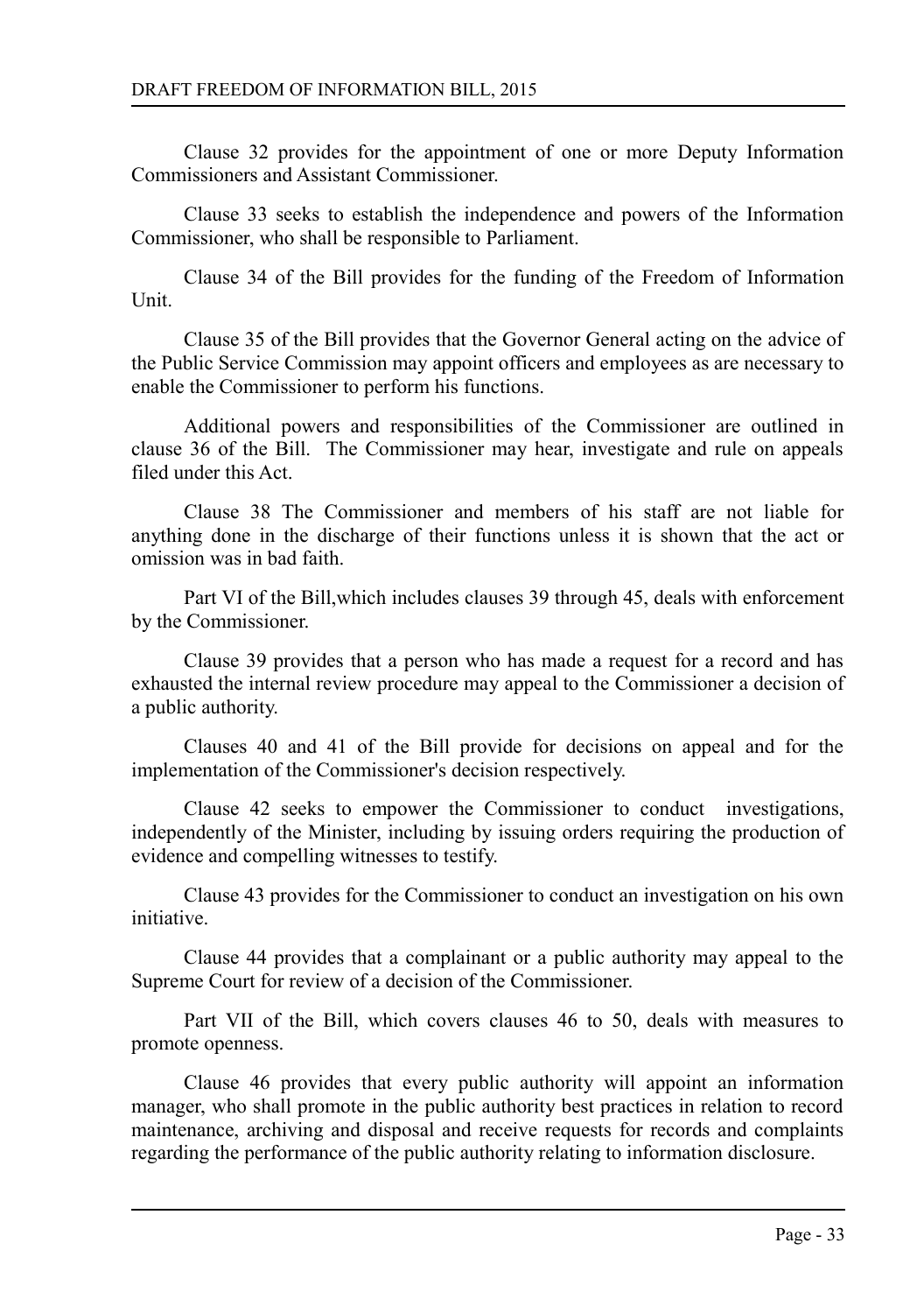Clause 32 provides for the appointment of one or more Deputy Information Commissioners and Assistant Commissioner.

Clause 33 seeks to establish the independence and powers of the Information Commissioner, who shall be responsible to Parliament.

Clause 34 of the Bill provides for the funding of the Freedom of Information Unit.

Clause 35 of the Bill provides that the Governor General acting on the advice of the Public Service Commission may appoint officers and employees as are necessary to enable the Commissioner to perform his functions.

Additional powers and responsibilities of the Commissioner are outlined in clause 36 of the Bill. The Commissioner may hear, investigate and rule on appeals filed under this Act.

Clause 38 The Commissioner and members of his staff are not liable for anything done in the discharge of their functions unless it is shown that the act or omission was in bad faith.

Part VI of the Bill,which includes clauses 39 through 45, deals with enforcement by the Commissioner.

Clause 39 provides that a person who has made a request for a record and has exhausted the internal review procedure may appeal to the Commissioner a decision of a public authority.

Clauses 40 and 41 of the Bill provide for decisions on appeal and for the implementation of the Commissioner's decision respectively.

Clause 42 seeks to empower the Commissioner to conduct investigations, independently of the Minister, including by issuing orders requiring the production of evidence and compelling witnesses to testify.

Clause 43 provides for the Commissioner to conduct an investigation on his own initiative.

Clause 44 provides that a complainant or a public authority may appeal to the Supreme Court for review of a decision of the Commissioner.

Part VII of the Bill, which covers clauses 46 to 50, deals with measures to promote openness.

Clause 46 provides that every public authority will appoint an information manager, who shall promote in the public authority best practices in relation to record maintenance, archiving and disposal and receive requests for records and complaints regarding the performance of the public authority relating to information disclosure.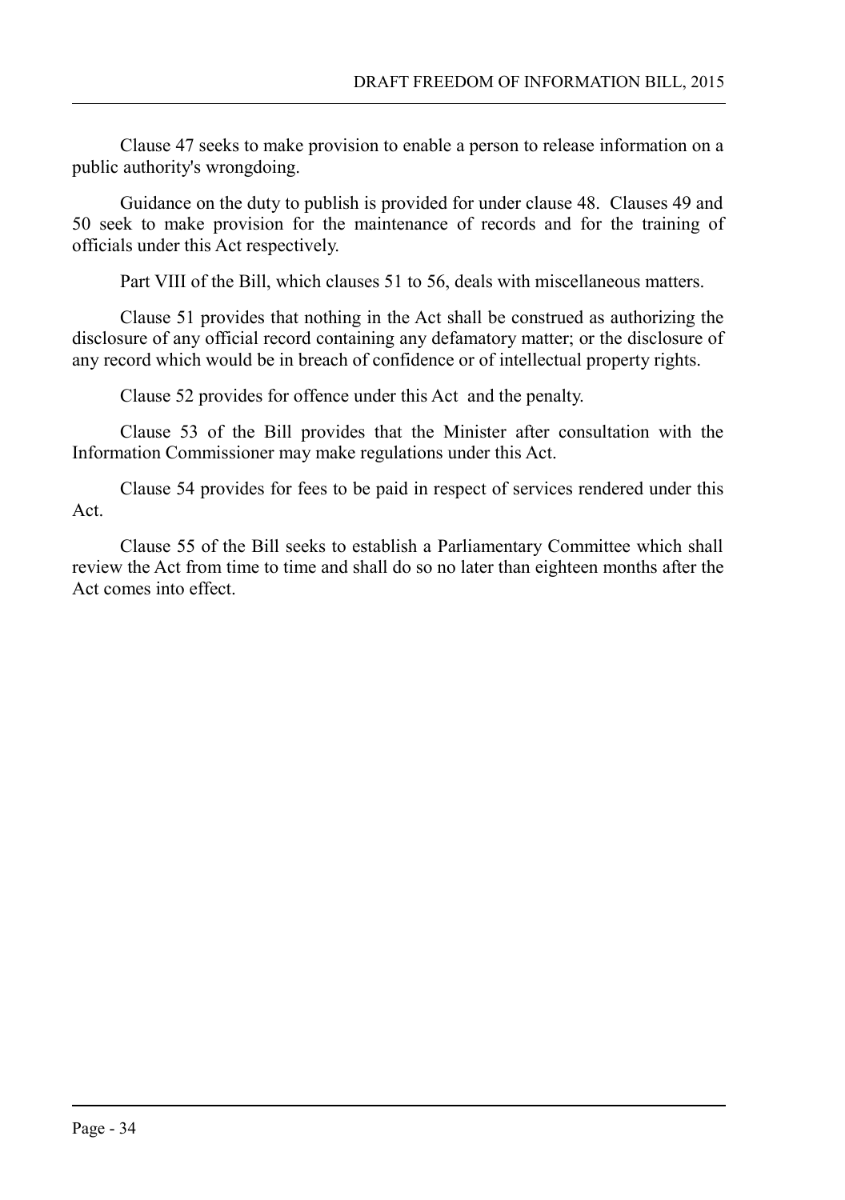Clause 47 seeks to make provision to enable a person to release information on a public authority's wrongdoing.

Guidance on the duty to publish is provided for under clause 48. Clauses 49 and 50 seek to make provision for the maintenance of records and for the training of officials under this Act respectively.

Part VIII of the Bill, which clauses 51 to 56, deals with miscellaneous matters.

Clause 51 provides that nothing in the Act shall be construed as authorizing the disclosure of any official record containing any defamatory matter; or the disclosure of any record which would be in breach of confidence or of intellectual property rights.

Clause 52 provides for offence under this Act and the penalty.

Clause 53 of the Bill provides that the Minister after consultation with the Information Commissioner may make regulations under this Act.

Clause 54 provides for fees to be paid in respect of services rendered under this Act.

Clause 55 of the Bill seeks to establish a Parliamentary Committee which shall review the Act from time to time and shall do so no later than eighteen months after the Act comes into effect.